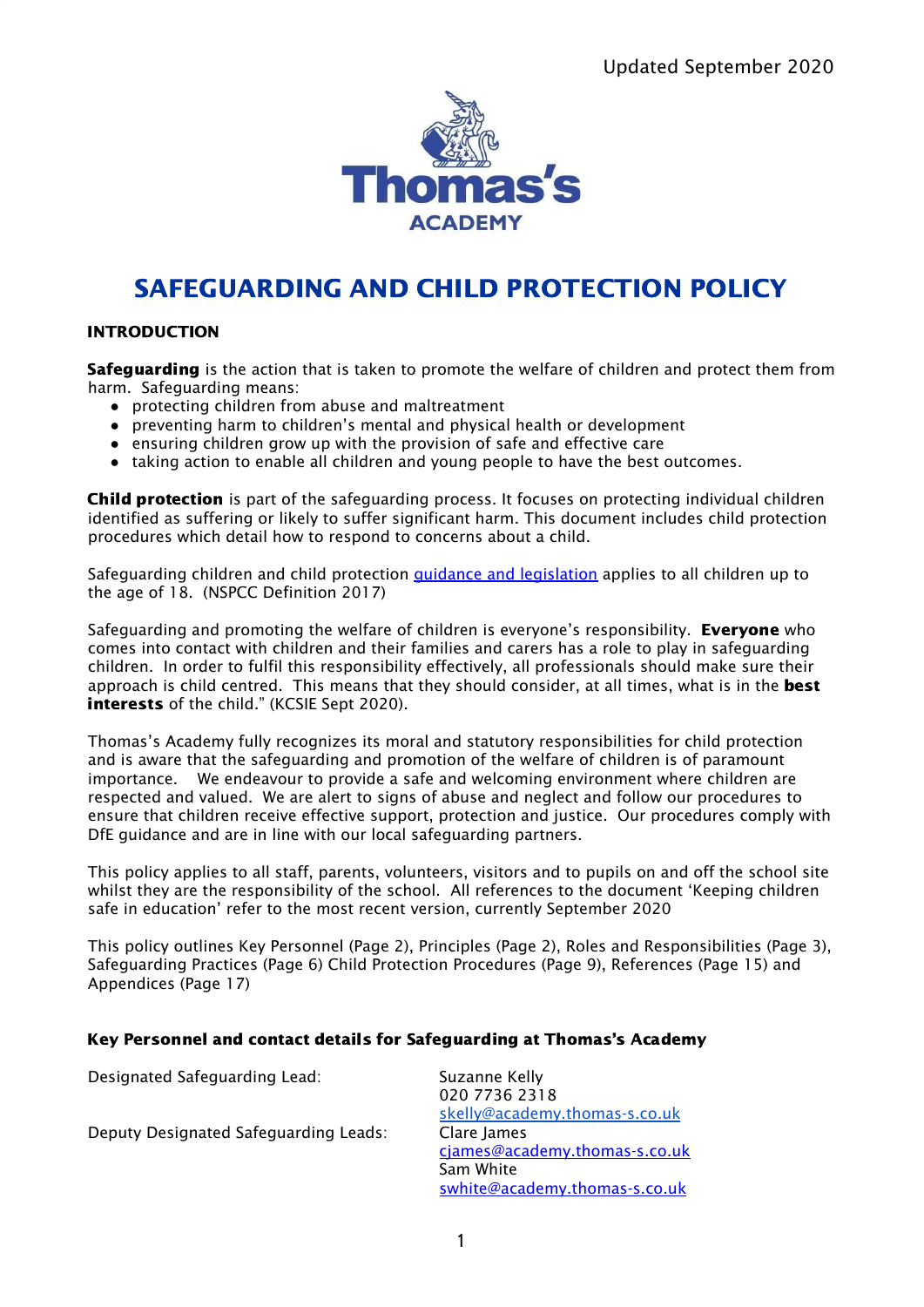Updated September 2020

Thomas's ACADEMY

# SAFEGUARDING AND CHILD PROTECTION POLICY

## INTRODUCTION

**Safeguarding** is the action that is taken to promote the welfare of children and protect them from harm. Safeguarding means:

- protecting children from abuse and maltreatment
- preventing harm to children's mental and physical health or development
- ensuring children grow up with the provision of safe and effective care
- taking action to enable all children and young people to have the best outcomes.

**Child protection** is part of the safeguarding process. It focuses on protecting individual children identified as suffering or likely to suffer significant harm. This document includes child protection procedures which detail how to respond to concerns about a child.

Safeguarding children and child protection [guidance and legislation](guidance and legislation) applies to all children up to the age of 18. (NSPCC Definition 2017)

Safeguarding and promoting the welfare of children is everyone's responsibility. **Everyone** who comes into contact with children and their families and carers has a role to play in safeguarding children. In order to fulfil this responsibility effectively, all professionals should make sure their approach is child centred. This means that they should consider, at all times, what is in the **best interests** of the child." (KCSIE Sept 2020).

Thomas's Academy fully recognizes its moral and statutory responsibilities for child protection and is aware that the safeguarding and promotion of the welfare of children is of paramount importance. We endeavour to provide a safe and welcoming environment where children are respected and valued. We are alert to signs of abuse and neglect and follow our procedures to ensure that children receive effective support, protection and justice. Our procedures comply with DfE guidance and are in line with our local safeguarding partners.

This policy applies to all staff, parents, volunteers, visitors and to pupils on and off the school site whilst they are the responsibility of the school. All references to the document 'Keeping children safe in education' refer to the most recent version, currently September 2020

This policy outlines Key Personnel (Page 2), Principles (Page 2), Roles and Responsibilities (Page 3), Safeguarding Practices (Page 6) Child Protection Procedures (Page 9), References (Page 15) and Appendices (Page 17)

### Key Personnel and contact details for Safeguarding at Thomas's Academy

| | |
|---|---|
| Designated Safeguarding Lead: | Suzanne Kelly<br>020 7736 2318<br>skelly@academy.thomas-s.co.uk |
| Deputy Designated Safeguarding Leads: | Clare James<br>cjames@academy.thomas-s.co.uk<br>Sam White<br>swhite@academy.thomas-s.co.uk |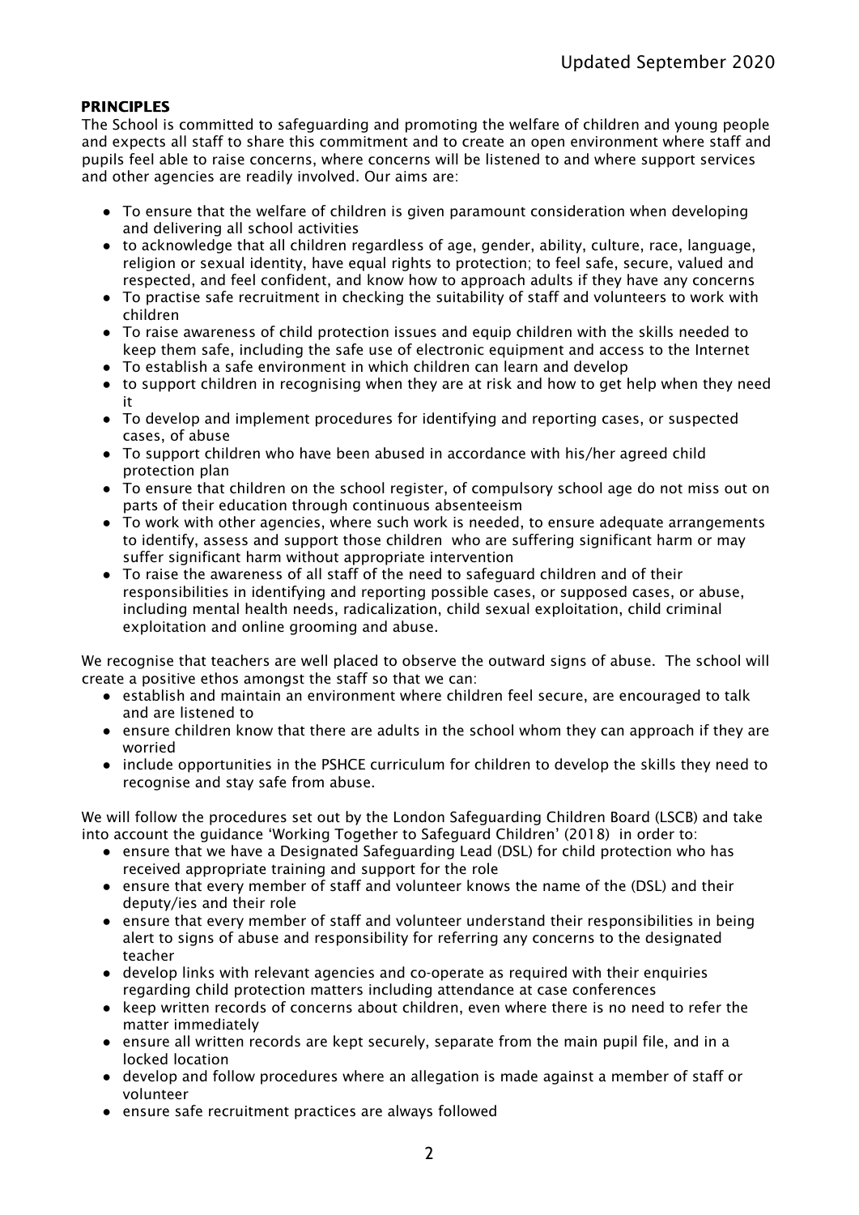**PRINCIPLES**

The School is committed to safeguarding and promoting the welfare of children and young people and expects all staff to share this commitment and to create an open environment where staff and pupils feel able to raise concerns, where concerns will be listened to and where support services and other agencies are readily involved. Our aims are:

- To ensure that the welfare of children is given paramount consideration when developing and delivering all school activities
- to acknowledge that all children regardless of age, gender, ability, culture, race, language, religion or sexual identity, have equal rights to protection; to feel safe, secure, valued and respected, and feel confident, and know how to approach adults if they have any concerns
- To practise safe recruitment in checking the suitability of staff and volunteers to work with children
- To raise awareness of child protection issues and equip children with the skills needed to keep them safe, including the safe use of electronic equipment and access to the Internet
- To establish a safe environment in which children can learn and develop
- to support children in recognising when they are at risk and how to get help when they need it
- To develop and implement procedures for identifying and reporting cases, or suspected cases, of abuse
- To support children who have been abused in accordance with his/her agreed child protection plan
- To ensure that children on the school register, of compulsory school age do not miss out on parts of their education through continuous absenteeism
- To work with other agencies, where such work is needed, to ensure adequate arrangements to identify, assess and support those children who are suffering significant harm or may suffer significant harm without appropriate intervention
- To raise the awareness of all staff of the need to safeguard children and of their responsibilities in identifying and reporting possible cases, or supposed cases, or abuse, including mental health needs, radicalization, child sexual exploitation, child criminal exploitation and online grooming and abuse.

We recognise that teachers are well placed to observe the outward signs of abuse. The school will create a positive ethos amongst the staff so that we can:

- establish and maintain an environment where children feel secure, are encouraged to talk and are listened to
- ensure children know that there are adults in the school whom they can approach if they are worried
- include opportunities in the PSHCE curriculum for children to develop the skills they need to recognise and stay safe from abuse.

We will follow the procedures set out by the London Safeguarding Children Board (LSCB) and take into account the guidance 'Working Together to Safeguard Children' (2018) in order to:

- ensure that we have a Designated Safeguarding Lead (DSL) for child protection who has received appropriate training and support for the role
- ensure that every member of staff and volunteer knows the name of the (DSL) and their deputy/ies and their role
- ensure that every member of staff and volunteer understand their responsibilities in being alert to signs of abuse and responsibility for referring any concerns to the designated teacher
- develop links with relevant agencies and co-operate as required with their enquiries regarding child protection matters including attendance at case conferences
- keep written records of concerns about children, even where there is no need to refer the matter immediately
- ensure all written records are kept securely, separate from the main pupil file, and in a locked location
- develop and follow procedures where an allegation is made against a member of staff or volunteer
- ensure safe recruitment practices are always followed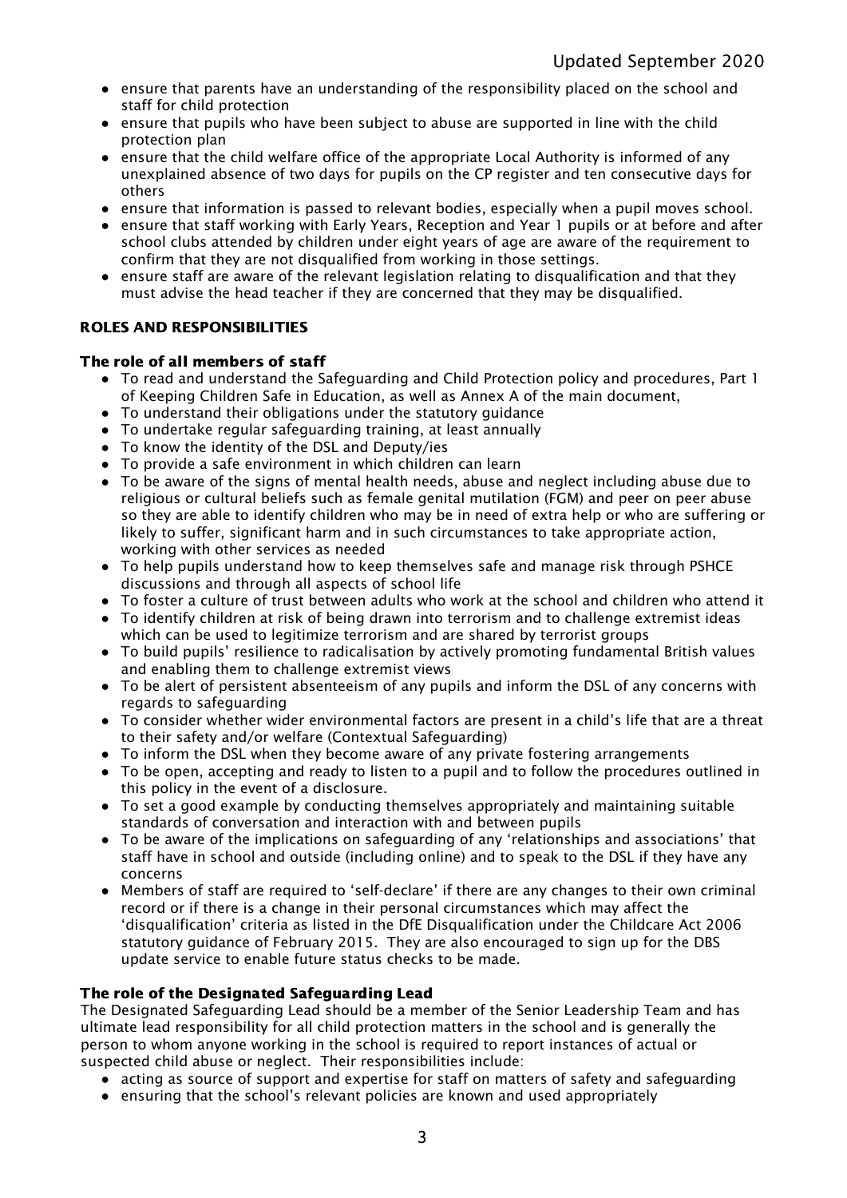- ensure that parents have an understanding of the responsibility placed on the school and staff for child protection
- ensure that pupils who have been subject to abuse are supported in line with the child protection plan
- ensure that the child welfare office of the appropriate Local Authority is informed of any unexplained absence of two days for pupils on the CP register and ten consecutive days for others
- ensure that information is passed to relevant bodies, especially when a pupil moves school.
- ensure that staff working with Early Years, Reception and Year 1 pupils or at before and after school clubs attended by children under eight years of age are aware of the requirement to confirm that they are not disqualified from working in those settings.
- ensure staff are aware of the relevant legislation relating to disqualification and that they must advise the head teacher if they are concerned that they may be disqualified.

## ROLES AND RESPONSIBILITIES

### The role of all members of staff

- To read and understand the Safeguarding and Child Protection policy and procedures, Part 1 of Keeping Children Safe in Education, as well as Annex A of the main document,
- To understand their obligations under the statutory guidance
- To undertake regular safeguarding training, at least annually
- To know the identity of the DSL and Deputy/ies
- To provide a safe environment in which children can learn
- To be aware of the signs of mental health needs, abuse and neglect including abuse due to religious or cultural beliefs such as female genital mutilation (FGM) and peer on peer abuse so they are able to identify children who may be in need of extra help or who are suffering or likely to suffer, significant harm and in such circumstances to take appropriate action, working with other services as needed
- To help pupils understand how to keep themselves safe and manage risk through PSHCE discussions and through all aspects of school life
- To foster a culture of trust between adults who work at the school and children who attend it
- To identify children at risk of being drawn into terrorism and to challenge extremist ideas which can be used to legitimize terrorism and are shared by terrorist groups
- To build pupils' resilience to radicalisation by actively promoting fundamental British values and enabling them to challenge extremist views
- To be alert of persistent absenteeism of any pupils and inform the DSL of any concerns with regards to safeguarding
- To consider whether wider environmental factors are present in a child's life that are a threat to their safety and/or welfare (Contextual Safeguarding)
- To inform the DSL when they become aware of any private fostering arrangements
- To be open, accepting and ready to listen to a pupil and to follow the procedures outlined in this policy in the event of a disclosure.
- To set a good example by conducting themselves appropriately and maintaining suitable standards of conversation and interaction with and between pupils
- To be aware of the implications on safeguarding of any 'relationships and associations' that staff have in school and outside (including online) and to speak to the DSL if they have any concerns
- Members of staff are required to 'self-declare' if there are any changes to their own criminal record or if there is a change in their personal circumstances which may affect the 'disqualification' criteria as listed in the DfE Disqualification under the Childcare Act 2006 statutory guidance of February 2015. They are also encouraged to sign up for the DBS update service to enable future status checks to be made.

### The role of the Designated Safeguarding Lead

The Designated Safeguarding Lead should be a member of the Senior Leadership Team and has ultimate lead responsibility for all child protection matters in the school and is generally the person to whom anyone working in the school is required to report instances of actual or suspected child abuse or neglect. Their responsibilities include:

- acting as source of support and expertise for staff on matters of safety and safeguarding
- ensuring that the school's relevant policies are known and used appropriately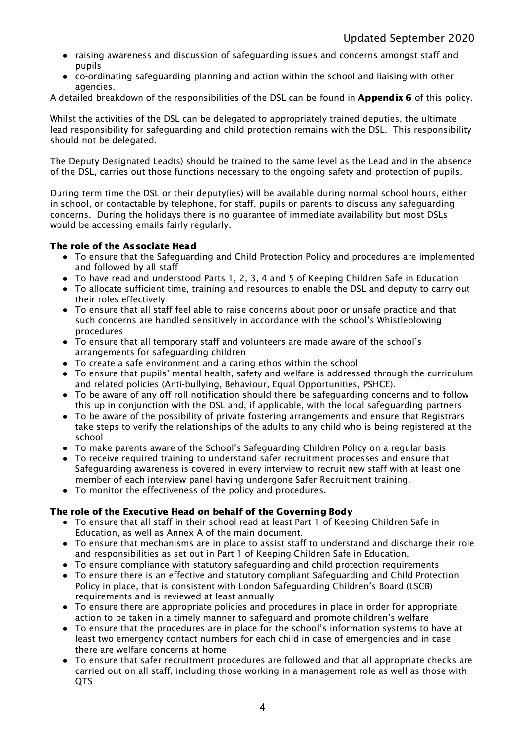- raising awareness and discussion of safeguarding issues and concerns amongst staff and pupils
- co-ordinating safeguarding planning and action within the school and liaising with other agencies.

A detailed breakdown of the responsibilities of the DSL can be found in **Appendix 6** of this policy.

Whilst the activities of the DSL can be delegated to appropriately trained deputies, the ultimate lead responsibility for safeguarding and child protection remains with the DSL. This responsibility should not be delegated.

The Deputy Designated Lead(s) should be trained to the same level as the Lead and in the absence of the DSL, carries out those functions necessary to the ongoing safety and protection of pupils.

During term time the DSL or their deputy(ies) will be available during normal school hours, either in school, or contactable by telephone, for staff, pupils or parents to discuss any safeguarding concerns. During the holidays there is no guarantee of immediate availability but most DSLs would be accessing emails fairly regularly.

**The role of the Associate Head**

- To ensure that the Safeguarding and Child Protection Policy and procedures are implemented and followed by all staff
- To have read and understood Parts 1, 2, 3, 4 and 5 of Keeping Children Safe in Education
- To allocate sufficient time, training and resources to enable the DSL and deputy to carry out their roles effectively
- To ensure that all staff feel able to raise concerns about poor or unsafe practice and that such concerns are handled sensitively in accordance with the school's Whistleblowing procedures
- To ensure that all temporary staff and volunteers are made aware of the school's arrangements for safeguarding children
- To create a safe environment and a caring ethos within the school
- To ensure that pupils' mental health, safety and welfare is addressed through the curriculum and related policies (Anti-bullying, Behaviour, Equal Opportunities, PSHCE).
- To be aware of any off roll notification should there be safeguarding concerns and to follow this up in conjunction with the DSL and, if applicable, with the local safeguarding partners
- To be aware of the possibility of private fostering arrangements and ensure that Registrars take steps to verify the relationships of the adults to any child who is being registered at the school
- To make parents aware of the School's Safeguarding Children Policy on a regular basis
- To receive required training to understand safer recruitment processes and ensure that Safeguarding awareness is covered in every interview to recruit new staff with at least one member of each interview panel having undergone Safer Recruitment training.
- To monitor the effectiveness of the policy and procedures.

**The role of the Executive Head on behalf of the Governing Body**

- To ensure that all staff in their school read at least Part 1 of Keeping Children Safe in Education, as well as Annex A of the main document.
- To ensure that mechanisms are in place to assist staff to understand and discharge their role and responsibilities as set out in Part 1 of Keeping Children Safe in Education.
- To ensure compliance with statutory safeguarding and child protection requirements
- To ensure there is an effective and statutory compliant Safeguarding and Child Protection Policy in place, that is consistent with London Safeguarding Children's Board (LSCB) requirements and is reviewed at least annually
- To ensure there are appropriate policies and procedures in place in order for appropriate action to be taken in a timely manner to safeguard and promote children's welfare
- To ensure that the procedures are in place for the school's information systems to have at least two emergency contact numbers for each child in case of emergencies and in case there are welfare concerns at home
- To ensure that safer recruitment procedures are followed and that all appropriate checks are carried out on all staff, including those working in a management role as well as those with QTS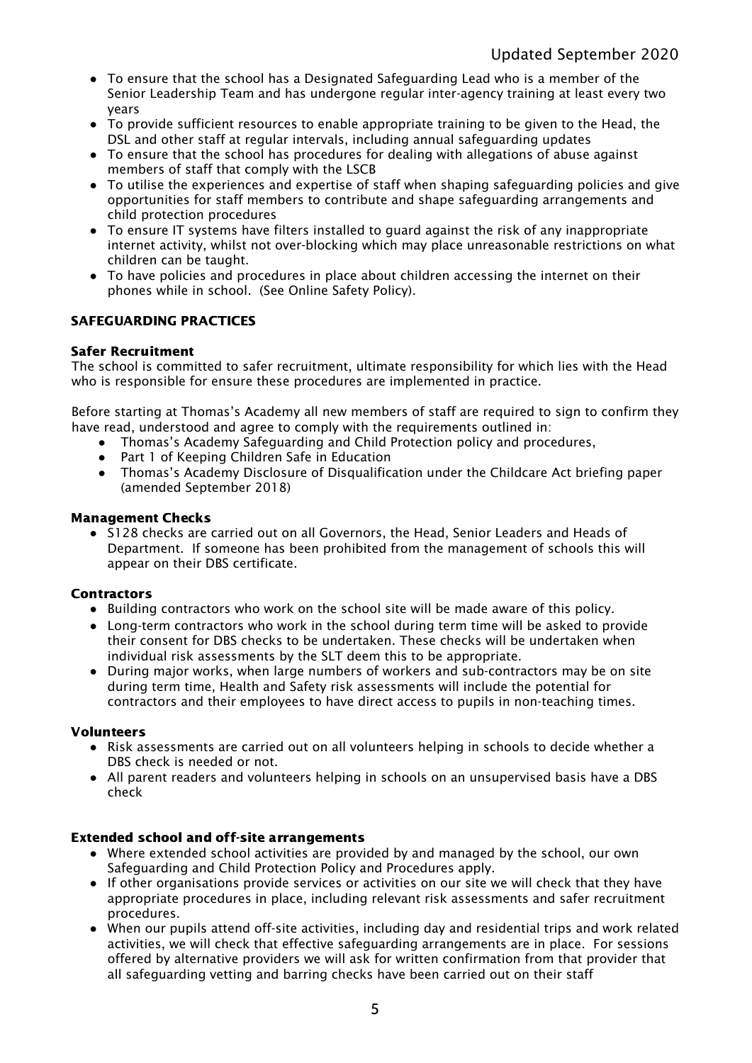- To ensure that the school has a Designated Safeguarding Lead who is a member of the Senior Leadership Team and has undergone regular inter-agency training at least every two years
- To provide sufficient resources to enable appropriate training to be given to the Head, the DSL and other staff at regular intervals, including annual safeguarding updates
- To ensure that the school has procedures for dealing with allegations of abuse against members of staff that comply with the LSCB
- To utilise the experiences and expertise of staff when shaping safeguarding policies and give opportunities for staff members to contribute and shape safeguarding arrangements and child protection procedures
- To ensure IT systems have filters installed to guard against the risk of any inappropriate internet activity, whilst not over-blocking which may place unreasonable restrictions on what children can be taught.
- To have policies and procedures in place about children accessing the internet on their phones while in school. (See Online Safety Policy).

## SAFEGUARDING PRACTICES

### Safer Recruitment

The school is committed to safer recruitment, ultimate responsibility for which lies with the Head who is responsible for ensure these procedures are implemented in practice.

Before starting at Thomas's Academy all new members of staff are required to sign to confirm they have read, understood and agree to comply with the requirements outlined in:

- Thomas's Academy Safeguarding and Child Protection policy and procedures,
- Part 1 of Keeping Children Safe in Education
- Thomas's Academy Disclosure of Disqualification under the Childcare Act briefing paper (amended September 2018)

### Management Checks

- S128 checks are carried out on all Governors, the Head, Senior Leaders and Heads of Department. If someone has been prohibited from the management of schools this will appear on their DBS certificate.

### Contractors

- Building contractors who work on the school site will be made aware of this policy.
- Long-term contractors who work in the school during term time will be asked to provide their consent for DBS checks to be undertaken. These checks will be undertaken when individual risk assessments by the SLT deem this to be appropriate.
- During major works, when large numbers of workers and sub-contractors may be on site during term time, Health and Safety risk assessments will include the potential for contractors and their employees to have direct access to pupils in non-teaching times.

### Volunteers

- Risk assessments are carried out on all volunteers helping in schools to decide whether a DBS check is needed or not.
- All parent readers and volunteers helping in schools on an unsupervised basis have a DBS check

### Extended school and off-site arrangements

- Where extended school activities are provided by and managed by the school, our own Safeguarding and Child Protection Policy and Procedures apply.
- If other organisations provide services or activities on our site we will check that they have appropriate procedures in place, including relevant risk assessments and safer recruitment procedures.
- When our pupils attend off-site activities, including day and residential trips and work related activities, we will check that effective safeguarding arrangements are in place. For sessions offered by alternative providers we will ask for written confirmation from that provider that all safeguarding vetting and barring checks have been carried out on their staff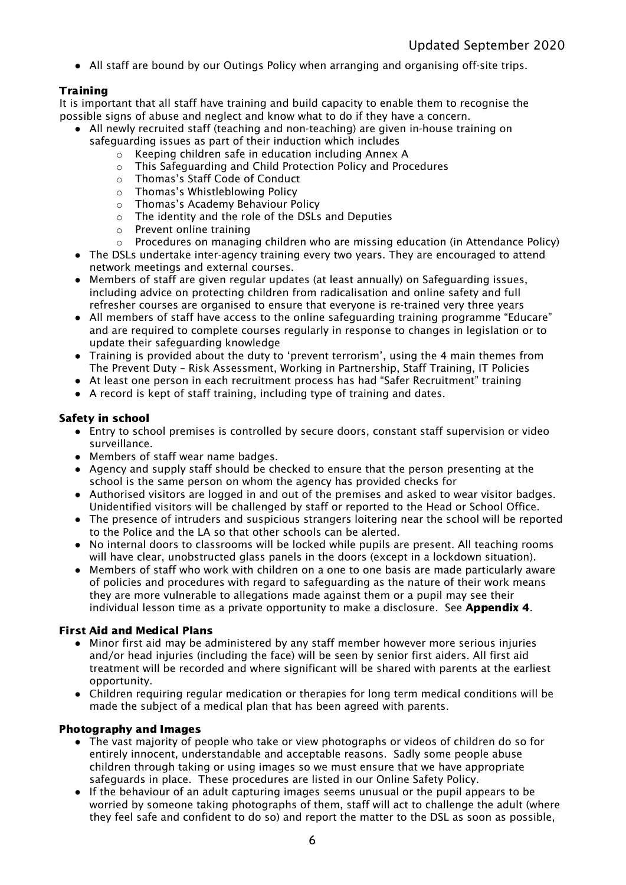- All staff are bound by our Outings Policy when arranging and organising off-site trips.

**Training**

It is important that all staff have training and build capacity to enable them to recognise the possible signs of abuse and neglect and know what to do if they have a concern.

- All newly recruited staff (teaching and non-teaching) are given in-house training on safeguarding issues as part of their induction which includes
  - Keeping children safe in education including Annex A
  - This Safeguarding and Child Protection Policy and Procedures
  - Thomas's Staff Code of Conduct
  - Thomas's Whistleblowing Policy
  - Thomas's Academy Behaviour Policy
  - The identity and the role of the DSLs and Deputies
  - Prevent online training
  - Procedures on managing children who are missing education (in Attendance Policy)
- The DSLs undertake inter-agency training every two years. They are encouraged to attend network meetings and external courses.
- Members of staff are given regular updates (at least annually) on Safeguarding issues, including advice on protecting children from radicalisation and online safety and full refresher courses are organised to ensure that everyone is re-trained very three years
- All members of staff have access to the online safeguarding training programme "Educare" and are required to complete courses regularly in response to changes in legislation or to update their safeguarding knowledge
- Training is provided about the duty to 'prevent terrorism', using the 4 main themes from The Prevent Duty – Risk Assessment, Working in Partnership, Staff Training, IT Policies
- At least one person in each recruitment process has had "Safer Recruitment" training
- A record is kept of staff training, including type of training and dates.

**Safety in school**

- Entry to school premises is controlled by secure doors, constant staff supervision or video surveillance.
- Members of staff wear name badges.
- Agency and supply staff should be checked to ensure that the person presenting at the school is the same person on whom the agency has provided checks for
- Authorised visitors are logged in and out of the premises and asked to wear visitor badges. Unidentified visitors will be challenged by staff or reported to the Head or School Office.
- The presence of intruders and suspicious strangers loitering near the school will be reported to the Police and the LA so that other schools can be alerted.
- No internal doors to classrooms will be locked while pupils are present. All teaching rooms will have clear, unobstructed glass panels in the doors (except in a lockdown situation).
- Members of staff who work with children on a one to one basis are made particularly aware of policies and procedures with regard to safeguarding as the nature of their work means they are more vulnerable to allegations made against them or a pupil may see their individual lesson time as a private opportunity to make a disclosure. See **Appendix 4**.

**First Aid and Medical Plans**

- Minor first aid may be administered by any staff member however more serious injuries and/or head injuries (including the face) will be seen by senior first aiders. All first aid treatment will be recorded and where significant will be shared with parents at the earliest opportunity.
- Children requiring regular medication or therapies for long term medical conditions will be made the subject of a medical plan that has been agreed with parents.

**Photography and Images**

- The vast majority of people who take or view photographs or videos of children do so for entirely innocent, understandable and acceptable reasons. Sadly some people abuse children through taking or using images so we must ensure that we have appropriate safeguards in place. These procedures are listed in our Online Safety Policy.
- If the behaviour of an adult capturing images seems unusual or the pupil appears to be worried by someone taking photographs of them, staff will act to challenge the adult (where they feel safe and confident to do so) and report the matter to the DSL as soon as possible,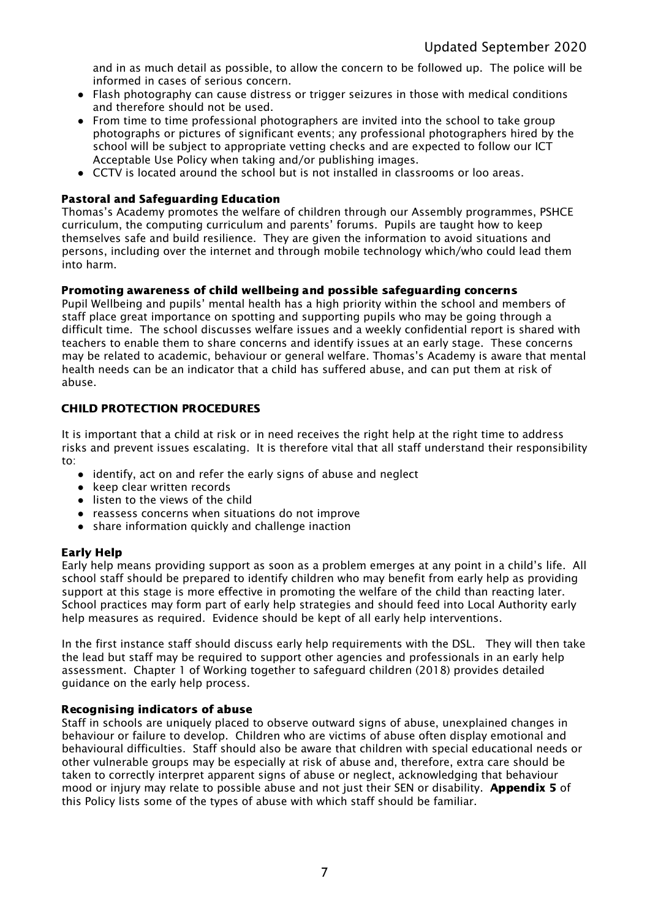and in as much detail as possible, to allow the concern to be followed up. The police will be informed in cases of serious concern.

- Flash photography can cause distress or trigger seizures in those with medical conditions and therefore should not be used.
- From time to time professional photographers are invited into the school to take group photographs or pictures of significant events; any professional photographers hired by the school will be subject to appropriate vetting checks and are expected to follow our ICT Acceptable Use Policy when taking and/or publishing images.
- CCTV is located around the school but is not installed in classrooms or loo areas.

### Pastoral and Safeguarding Education

Thomas's Academy promotes the welfare of children through our Assembly programmes, PSHCE curriculum, the computing curriculum and parents' forums. Pupils are taught how to keep themselves safe and build resilience. They are given the information to avoid situations and persons, including over the internet and through mobile technology which/who could lead them into harm.

### Promoting awareness of child wellbeing and possible safeguarding concerns

Pupil Wellbeing and pupils' mental health has a high priority within the school and members of staff place great importance on spotting and supporting pupils who may be going through a difficult time. The school discusses welfare issues and a weekly confidential report is shared with teachers to enable them to share concerns and identify issues at an early stage. These concerns may be related to academic, behaviour or general welfare. Thomas's Academy is aware that mental health needs can be an indicator that a child has suffered abuse, and can put them at risk of abuse.

## CHILD PROTECTION PROCEDURES

It is important that a child at risk or in need receives the right help at the right time to address risks and prevent issues escalating. It is therefore vital that all staff understand their responsibility to:

- identify, act on and refer the early signs of abuse and neglect
- keep clear written records
- listen to the views of the child
- reassess concerns when situations do not improve
- share information quickly and challenge inaction

### Early Help

Early help means providing support as soon as a problem emerges at any point in a child's life. All school staff should be prepared to identify children who may benefit from early help as providing support at this stage is more effective in promoting the welfare of the child than reacting later. School practices may form part of early help strategies and should feed into Local Authority early help measures as required. Evidence should be kept of all early help interventions.

In the first instance staff should discuss early help requirements with the DSL. They will then take the lead but staff may be required to support other agencies and professionals in an early help assessment. Chapter 1 of Working together to safeguard children (2018) provides detailed guidance on the early help process.

### Recognising indicators of abuse

Staff in schools are uniquely placed to observe outward signs of abuse, unexplained changes in behaviour or failure to develop. Children who are victims of abuse often display emotional and behavioural difficulties. Staff should also be aware that children with special educational needs or other vulnerable groups may be especially at risk of abuse and, therefore, extra care should be taken to correctly interpret apparent signs of abuse or neglect, acknowledging that behaviour mood or injury may relate to possible abuse and not just their SEN or disability. **Appendix 5** of this Policy lists some of the types of abuse with which staff should be familiar.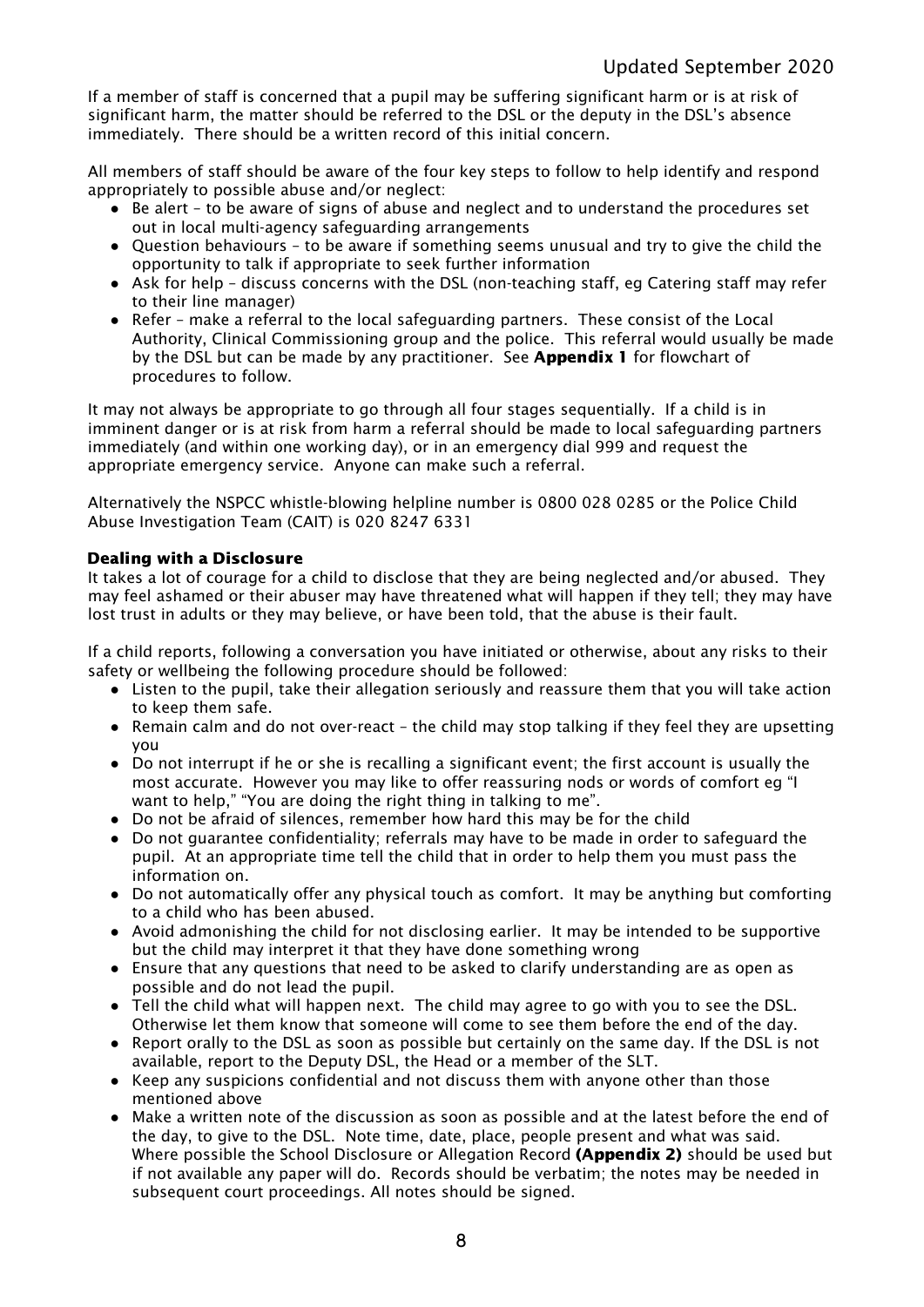If a member of staff is concerned that a pupil may be suffering significant harm or is at risk of significant harm, the matter should be referred to the DSL or the deputy in the DSL's absence immediately. There should be a written record of this initial concern.

All members of staff should be aware of the four key steps to follow to help identify and respond appropriately to possible abuse and/or neglect:

- Be alert – to be aware of signs of abuse and neglect and to understand the procedures set out in local multi-agency safeguarding arrangements
- Question behaviours – to be aware if something seems unusual and try to give the child the opportunity to talk if appropriate to seek further information
- Ask for help – discuss concerns with the DSL (non-teaching staff, eg Catering staff may refer to their line manager)
- Refer – make a referral to the local safeguarding partners. These consist of the Local Authority, Clinical Commissioning group and the police. This referral would usually be made by the DSL but can be made by any practitioner. See **Appendix 1** for flowchart of procedures to follow.

It may not always be appropriate to go through all four stages sequentially. If a child is in imminent danger or is at risk from harm a referral should be made to local safeguarding partners immediately (and within one working day), or in an emergency dial 999 and request the appropriate emergency service. Anyone can make such a referral.

Alternatively the NSPCC whistle-blowing helpline number is 0800 028 0285 or the Police Child Abuse Investigation Team (CAIT) is 020 8247 6331

**Dealing with a Disclosure**

It takes a lot of courage for a child to disclose that they are being neglected and/or abused. They may feel ashamed or their abuser may have threatened what will happen if they tell; they may have lost trust in adults or they may believe, or have been told, that the abuse is their fault.

If a child reports, following a conversation you have initiated or otherwise, about any risks to their safety or wellbeing the following procedure should be followed:

- Listen to the pupil, take their allegation seriously and reassure them that you will take action to keep them safe.
- Remain calm and do not over-react – the child may stop talking if they feel they are upsetting you
- Do not interrupt if he or she is recalling a significant event; the first account is usually the most accurate. However you may like to offer reassuring nods or words of comfort eg "I want to help," "You are doing the right thing in talking to me".
- Do not be afraid of silences, remember how hard this may be for the child
- Do not guarantee confidentiality; referrals may have to be made in order to safeguard the pupil. At an appropriate time tell the child that in order to help them you must pass the information on.
- Do not automatically offer any physical touch as comfort. It may be anything but comforting to a child who has been abused.
- Avoid admonishing the child for not disclosing earlier. It may be intended to be supportive but the child may interpret it that they have done something wrong
- Ensure that any questions that need to be asked to clarify understanding are as open as possible and do not lead the pupil.
- Tell the child what will happen next. The child may agree to go with you to see the DSL. Otherwise let them know that someone will come to see them before the end of the day.
- Report orally to the DSL as soon as possible but certainly on the same day. If the DSL is not available, report to the Deputy DSL, the Head or a member of the SLT.
- Keep any suspicions confidential and not discuss them with anyone other than those mentioned above
- Make a written note of the discussion as soon as possible and at the latest before the end of the day, to give to the DSL. Note time, date, place, people present and what was said. Where possible the School Disclosure or Allegation Record **(Appendix 2)** should be used but if not available any paper will do. Records should be verbatim; the notes may be needed in subsequent court proceedings. All notes should be signed.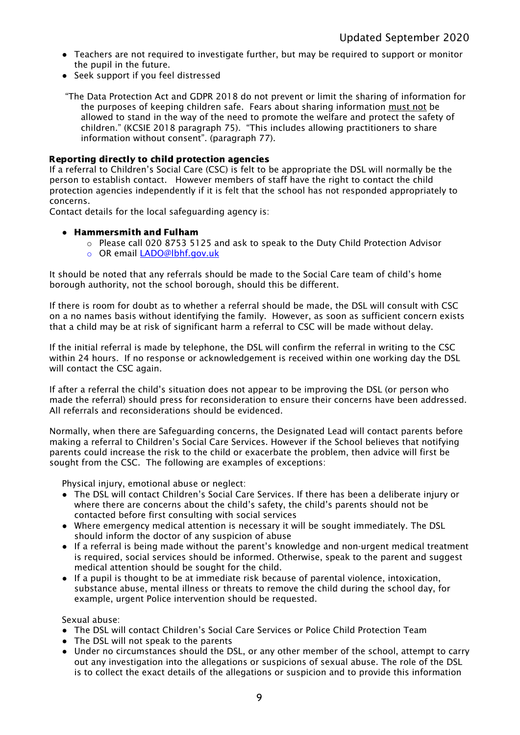- Teachers are not required to investigate further, but may be required to support or monitor the pupil in the future.
- Seek support if you feel distressed

"The Data Protection Act and GDPR 2018 do not prevent or limit the sharing of information for the purposes of keeping children safe. Fears about sharing information must not be allowed to stand in the way of the need to promote the welfare and protect the safety of children." (KCSIE 2018 paragraph 75). "This includes allowing practitioners to share information without consent". (paragraph 77).

**Reporting directly to child protection agencies**

If a referral to Children's Social Care (CSC) is felt to be appropriate the DSL will normally be the person to establish contact. However members of staff have the right to contact the child protection agencies independently if it is felt that the school has not responded appropriately to concerns.

Contact details for the local safeguarding agency is:

- **Hammersmith and Fulham**
  - Please call 020 8753 5125 and ask to speak to the Duty Child Protection Advisor
  - OR email [LADO@lbhf.gov.uk](mailto:LADO@lbhf.gov.uk)

It should be noted that any referrals should be made to the Social Care team of child's home borough authority, not the school borough, should this be different.

If there is room for doubt as to whether a referral should be made, the DSL will consult with CSC on a no names basis without identifying the family. However, as soon as sufficient concern exists that a child may be at risk of significant harm a referral to CSC will be made without delay.

If the initial referral is made by telephone, the DSL will confirm the referral in writing to the CSC within 24 hours. If no response or acknowledgement is received within one working day the DSL will contact the CSC again.

If after a referral the child's situation does not appear to be improving the DSL (or person who made the referral) should press for reconsideration to ensure their concerns have been addressed. All referrals and reconsiderations should be evidenced.

Normally, when there are Safeguarding concerns, the Designated Lead will contact parents before making a referral to Children's Social Care Services. However if the School believes that notifying parents could increase the risk to the child or exacerbate the problem, then advice will first be sought from the CSC. The following are examples of exceptions:

Physical injury, emotional abuse or neglect:

- The DSL will contact Children's Social Care Services. If there has been a deliberate injury or where there are concerns about the child's safety, the child's parents should not be contacted before first consulting with social services
- Where emergency medical attention is necessary it will be sought immediately. The DSL should inform the doctor of any suspicion of abuse
- If a referral is being made without the parent's knowledge and non-urgent medical treatment is required, social services should be informed. Otherwise, speak to the parent and suggest medical attention should be sought for the child.
- If a pupil is thought to be at immediate risk because of parental violence, intoxication, substance abuse, mental illness or threats to remove the child during the school day, for example, urgent Police intervention should be requested.

Sexual abuse:

- The DSL will contact Children's Social Care Services or Police Child Protection Team
- The DSL will not speak to the parents
- Under no circumstances should the DSL, or any other member of the school, attempt to carry out any investigation into the allegations or suspicions of sexual abuse. The role of the DSL is to collect the exact details of the allegations or suspicion and to provide this information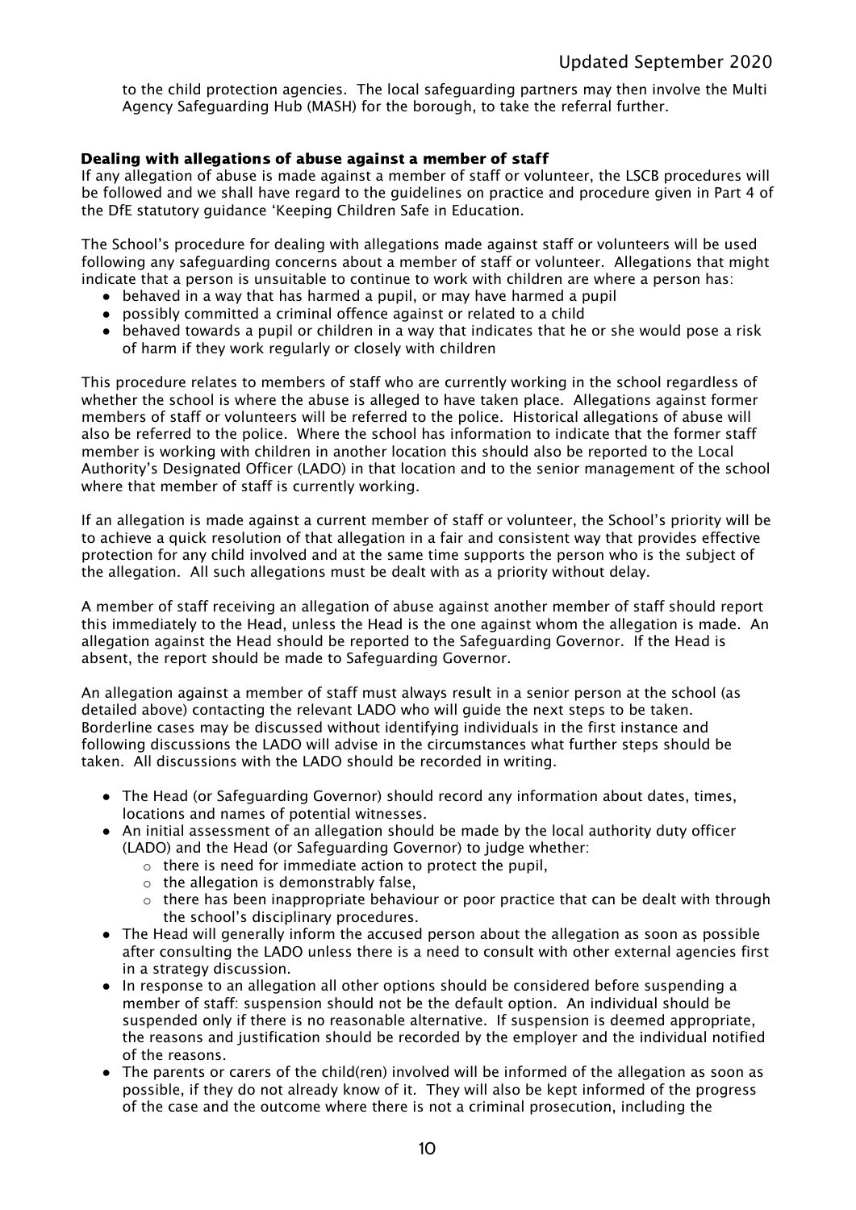to the child protection agencies. The local safeguarding partners may then involve the Multi Agency Safeguarding Hub (MASH) for the borough, to take the referral further.

### Dealing with allegations of abuse against a member of staff

If any allegation of abuse is made against a member of staff or volunteer, the LSCB procedures will be followed and we shall have regard to the guidelines on practice and procedure given in Part 4 of the DfE statutory guidance 'Keeping Children Safe in Education.

The School's procedure for dealing with allegations made against staff or volunteers will be used following any safeguarding concerns about a member of staff or volunteer. Allegations that might indicate that a person is unsuitable to continue to work with children are where a person has:

- behaved in a way that has harmed a pupil, or may have harmed a pupil
- possibly committed a criminal offence against or related to a child
- behaved towards a pupil or children in a way that indicates that he or she would pose a risk of harm if they work regularly or closely with children

This procedure relates to members of staff who are currently working in the school regardless of whether the school is where the abuse is alleged to have taken place. Allegations against former members of staff or volunteers will be referred to the police. Historical allegations of abuse will also be referred to the police. Where the school has information to indicate that the former staff member is working with children in another location this should also be reported to the Local Authority's Designated Officer (LADO) in that location and to the senior management of the school where that member of staff is currently working.

If an allegation is made against a current member of staff or volunteer, the School's priority will be to achieve a quick resolution of that allegation in a fair and consistent way that provides effective protection for any child involved and at the same time supports the person who is the subject of the allegation. All such allegations must be dealt with as a priority without delay.

A member of staff receiving an allegation of abuse against another member of staff should report this immediately to the Head, unless the Head is the one against whom the allegation is made. An allegation against the Head should be reported to the Safeguarding Governor. If the Head is absent, the report should be made to Safeguarding Governor.

An allegation against a member of staff must always result in a senior person at the school (as detailed above) contacting the relevant LADO who will guide the next steps to be taken. Borderline cases may be discussed without identifying individuals in the first instance and following discussions the LADO will advise in the circumstances what further steps should be taken. All discussions with the LADO should be recorded in writing.

- The Head (or Safeguarding Governor) should record any information about dates, times, locations and names of potential witnesses.
- An initial assessment of an allegation should be made by the local authority duty officer (LADO) and the Head (or Safeguarding Governor) to judge whether:
  - there is need for immediate action to protect the pupil,
  - the allegation is demonstrably false,
  - there has been inappropriate behaviour or poor practice that can be dealt with through the school's disciplinary procedures.
- The Head will generally inform the accused person about the allegation as soon as possible after consulting the LADO unless there is a need to consult with other external agencies first in a strategy discussion.
- In response to an allegation all other options should be considered before suspending a member of staff: suspension should not be the default option. An individual should be suspended only if there is no reasonable alternative. If suspension is deemed appropriate, the reasons and justification should be recorded by the employer and the individual notified of the reasons.
- The parents or carers of the child(ren) involved will be informed of the allegation as soon as possible, if they do not already know of it. They will also be kept informed of the progress of the case and the outcome where there is not a criminal prosecution, including the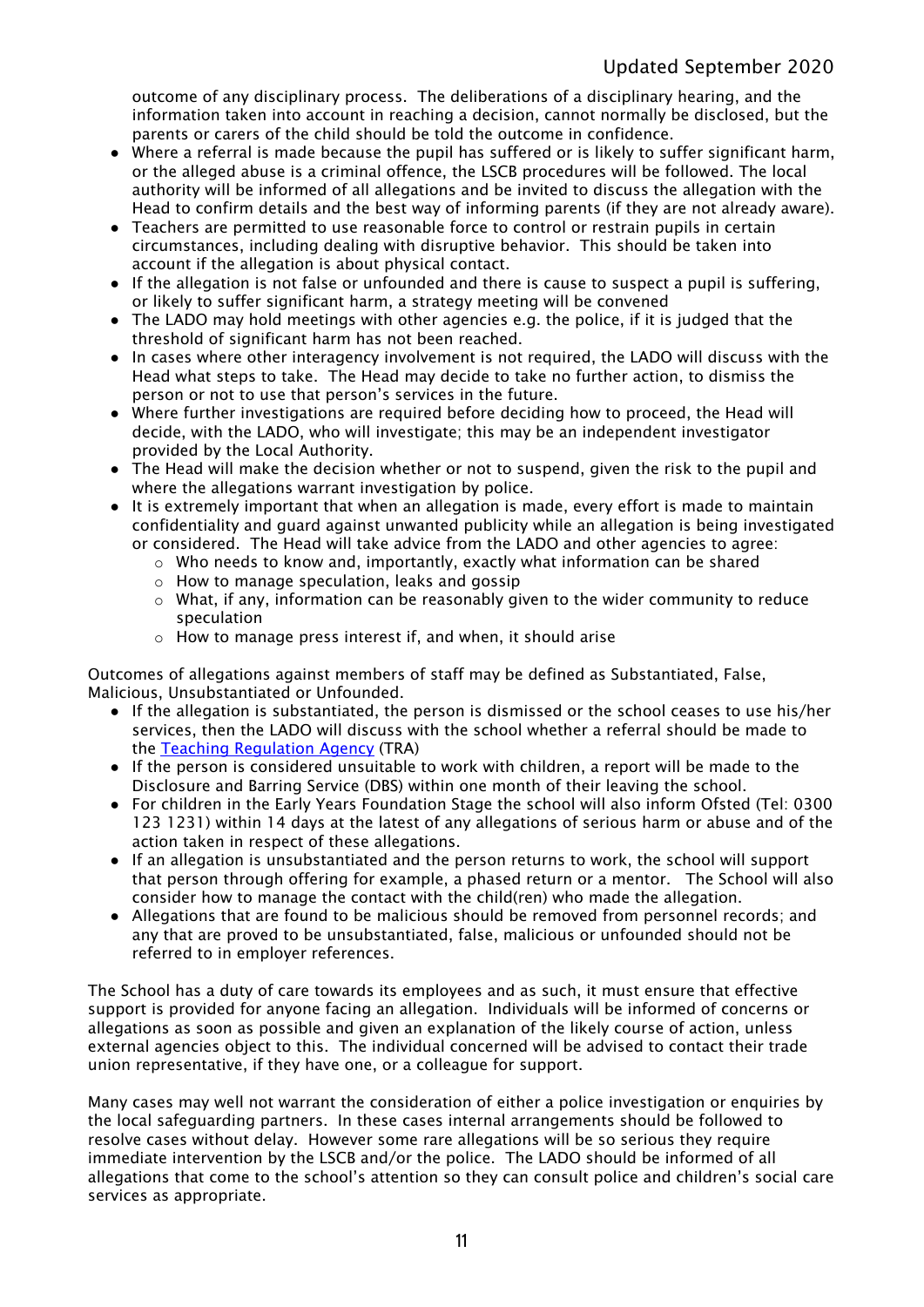outcome of any disciplinary process. The deliberations of a disciplinary hearing, and the information taken into account in reaching a decision, cannot normally be disclosed, but the parents or carers of the child should be told the outcome in confidence.

- Where a referral is made because the pupil has suffered or is likely to suffer significant harm, or the alleged abuse is a criminal offence, the LSCB procedures will be followed. The local authority will be informed of all allegations and be invited to discuss the allegation with the Head to confirm details and the best way of informing parents (if they are not already aware).
- Teachers are permitted to use reasonable force to control or restrain pupils in certain circumstances, including dealing with disruptive behavior. This should be taken into account if the allegation is about physical contact.
- If the allegation is not false or unfounded and there is cause to suspect a pupil is suffering, or likely to suffer significant harm, a strategy meeting will be convened
- The LADO may hold meetings with other agencies e.g. the police, if it is judged that the threshold of significant harm has not been reached.
- In cases where other interagency involvement is not required, the LADO will discuss with the Head what steps to take. The Head may decide to take no further action, to dismiss the person or not to use that person's services in the future.
- Where further investigations are required before deciding how to proceed, the Head will decide, with the LADO, who will investigate; this may be an independent investigator provided by the Local Authority.
- The Head will make the decision whether or not to suspend, given the risk to the pupil and where the allegations warrant investigation by police.
- It is extremely important that when an allegation is made, every effort is made to maintain confidentiality and guard against unwanted publicity while an allegation is being investigated or considered. The Head will take advice from the LADO and other agencies to agree:
  - Who needs to know and, importantly, exactly what information can be shared
  - How to manage speculation, leaks and gossip
  - What, if any, information can be reasonably given to the wider community to reduce speculation
  - How to manage press interest if, and when, it should arise

Outcomes of allegations against members of staff may be defined as Substantiated, False, Malicious, Unsubstantiated or Unfounded.

- If the allegation is substantiated, the person is dismissed or the school ceases to use his/her services, then the LADO will discuss with the school whether a referral should be made to the [Teaching Regulation Agency](#) (TRA)
- If the person is considered unsuitable to work with children, a report will be made to the Disclosure and Barring Service (DBS) within one month of their leaving the school.
- For children in the Early Years Foundation Stage the school will also inform Ofsted (Tel: 0300 123 1231) within 14 days at the latest of any allegations of serious harm or abuse and of the action taken in respect of these allegations.
- If an allegation is unsubstantiated and the person returns to work, the school will support that person through offering for example, a phased return or a mentor. The School will also consider how to manage the contact with the child(ren) who made the allegation.
- Allegations that are found to be malicious should be removed from personnel records; and any that are proved to be unsubstantiated, false, malicious or unfounded should not be referred to in employer references.

The School has a duty of care towards its employees and as such, it must ensure that effective support is provided for anyone facing an allegation. Individuals will be informed of concerns or allegations as soon as possible and given an explanation of the likely course of action, unless external agencies object to this. The individual concerned will be advised to contact their trade union representative, if they have one, or a colleague for support.

Many cases may well not warrant the consideration of either a police investigation or enquiries by the local safeguarding partners. In these cases internal arrangements should be followed to resolve cases without delay. However some rare allegations will be so serious they require immediate intervention by the LSCB and/or the police. The LADO should be informed of all allegations that come to the school's attention so they can consult police and children's social care services as appropriate.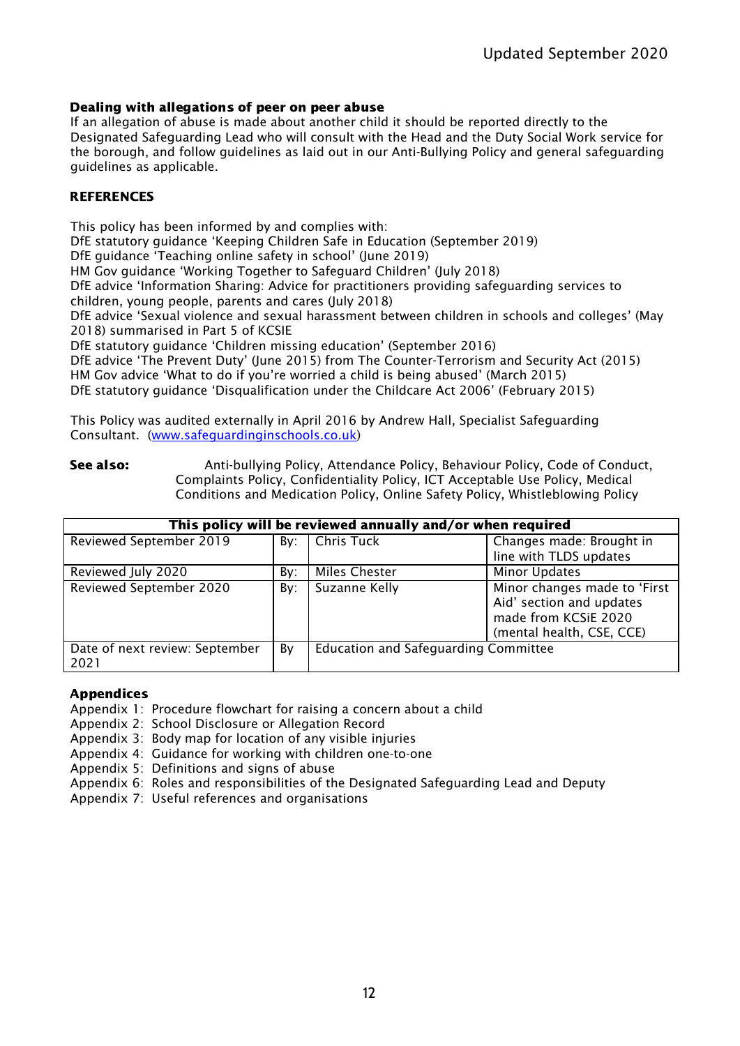### Dealing with allegations of peer on peer abuse

If an allegation of abuse is made about another child it should be reported directly to the Designated Safeguarding Lead who will consult with the Head and the Duty Social Work service for the borough, and follow guidelines as laid out in our Anti-Bullying Policy and general safeguarding guidelines as applicable.

### REFERENCES

This policy has been informed by and complies with:
DfE statutory guidance 'Keeping Children Safe in Education (September 2019)
DfE guidance 'Teaching online safety in school' (June 2019)
HM Gov guidance 'Working Together to Safeguard Children' (July 2018)
DfE advice 'Information Sharing: Advice for practitioners providing safeguarding services to children, young people, parents and cares (July 2018)
DfE advice 'Sexual violence and sexual harassment between children in schools and colleges' (May 2018) summarised in Part 5 of KCSIE
DfE statutory guidance 'Children missing education' (September 2016)
DfE advice 'The Prevent Duty' (June 2015) from The Counter-Terrorism and Security Act (2015)
HM Gov advice 'What to do if you're worried a child is being abused' (March 2015)
DfE statutory guidance 'Disqualification under the Childcare Act 2006' (February 2015)

This Policy was audited externally in April 2016 by Andrew Hall, Specialist Safeguarding Consultant. ([www.safeguardinginschools.co.uk](www.safeguardinginschools.co.uk))

**See also:** Anti-bullying Policy, Attendance Policy, Behaviour Policy, Code of Conduct, Complaints Policy, Confidentiality Policy, ICT Acceptable Use Policy, Medical Conditions and Medication Policy, Online Safety Policy, Whistleblowing Policy

| **This policy will be reviewed annually and/or when required** | | | |
|---|---|---|---|
| Reviewed September 2019 | By: | Chris Tuck | Changes made: Brought in line with TLDS updates |
| Reviewed July 2020 | By: | Miles Chester | Minor Updates |
| Reviewed September 2020 | By: | Suzanne Kelly | Minor changes made to 'First Aid' section and updates made from KCSiE 2020 (mental health, CSE, CCE) |
| Date of next review: September 2021 | By | Education and Safeguarding Committee | |

### Appendices

Appendix 1: Procedure flowchart for raising a concern about a child
Appendix 2: School Disclosure or Allegation Record
Appendix 3: Body map for location of any visible injuries
Appendix 4: Guidance for working with children one-to-one
Appendix 5: Definitions and signs of abuse
Appendix 6: Roles and responsibilities of the Designated Safeguarding Lead and Deputy
Appendix 7: Useful references and organisations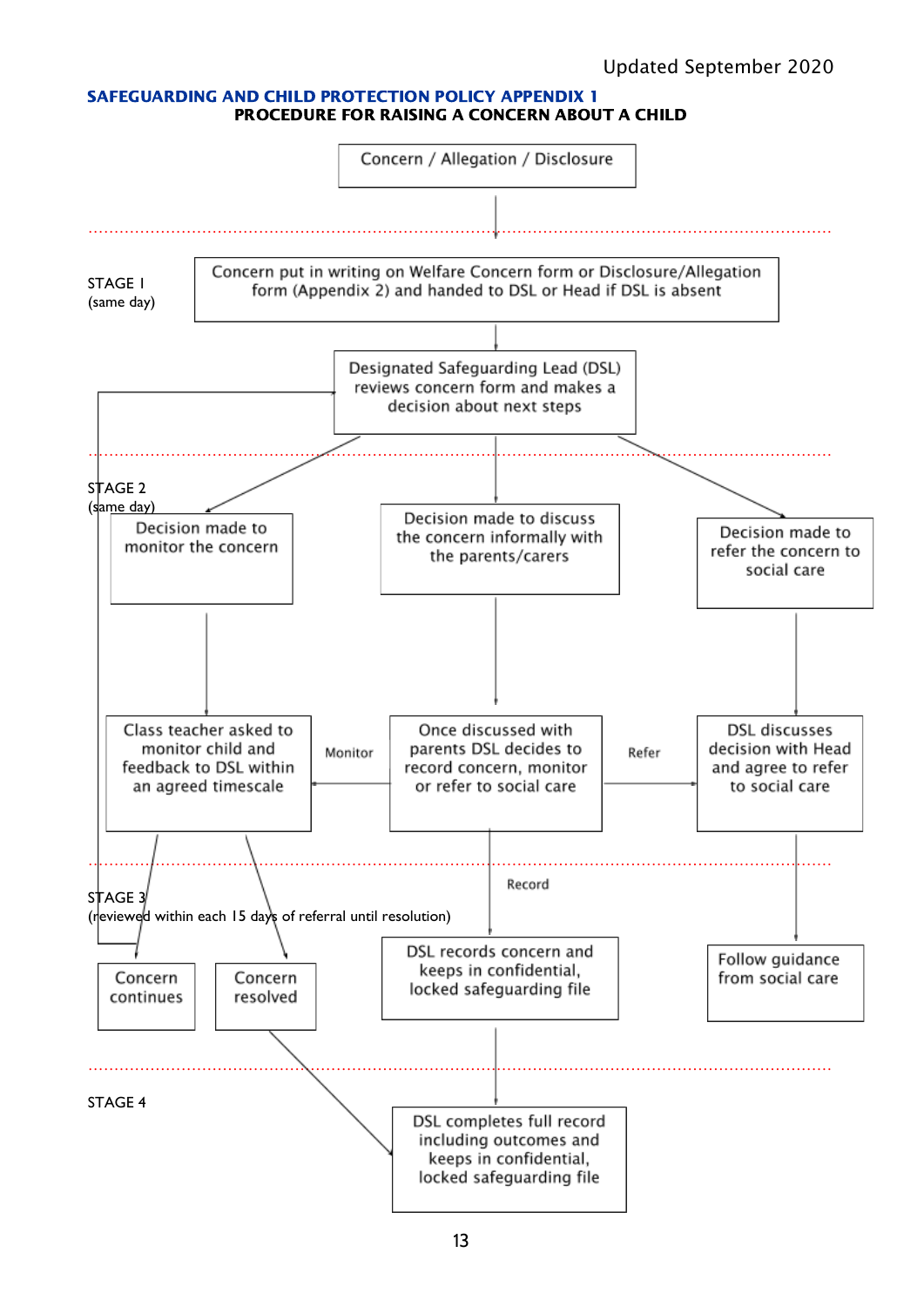Updated September 2020

**SAFEGUARDING AND CHILD PROTECTION POLICY APPENDIX 1**

**PROCEDURE FOR RAISING A CONCERN ABOUT A CHILD**

Concern / Allegation / Disclosure

STAGE I
(same day)

Concern put in writing on Welfare Concern form or Disclosure/Allegation form (Appendix 2) and handed to DSL or Head if DSL is absent

Designated Safeguarding Lead (DSL) reviews concern form and makes a decision about next steps

STAGE 2
(same day)

Decision made to monitor the concern

Decision made to discuss the concern informally with the parents/carers

Decision made to refer the concern to social care

Class teacher asked to monitor child and feedback to DSL within an agreed timescale

Monitor

Once discussed with parents DSL decides to record concern, monitor or refer to social care

Refer

DSL discusses decision with Head and agree to refer to social care

STAGE 3
(reviewed within each 15 days of referral until resolution)

Record

Concern continues

Concern resolved

DSL records concern and keeps in confidential, locked safeguarding file

Follow guidance from social care

STAGE 4

DSL completes full record including outcomes and keeps in confidential, locked safeguarding file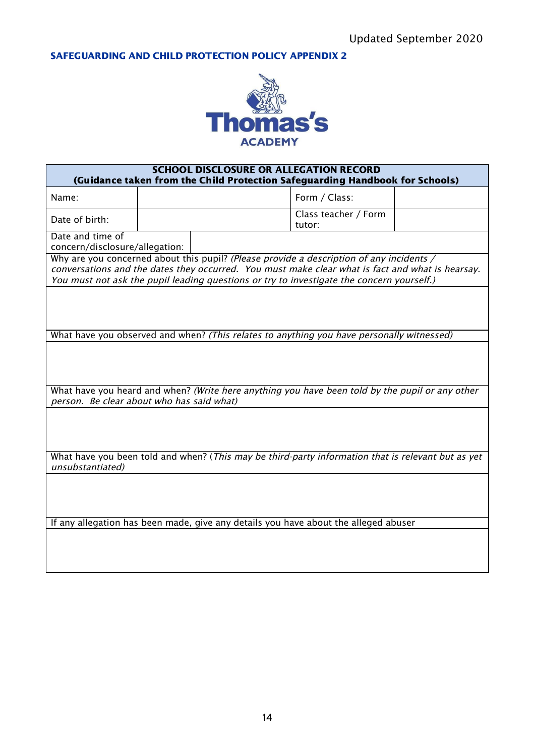Updated September 2020

**SAFEGUARDING AND CHILD PROTECTION POLICY APPENDIX 2**

Thomas's ACADEMY

| **SCHOOL DISCLOSURE OR ALLEGATION RECORD (Guidance taken from the Child Protection Safeguarding Handbook for Schools)** | | | |
|---|---|---|---|
| Name: | | Form / Class: | |
| Date of birth: | | Class teacher / Form tutor: | |
| Date and time of concern/disclosure/allegation: | | | |
| Why are you concerned about this pupil? *(Please provide a description of any incidents / conversations and the dates they occurred. You must make clear what is fact and what is hearsay. You must not ask the pupil leading questions or try to investigate the concern yourself.)* | | | |
| | | | |
| What have you observed and when? *(This relates to anything you have personally witnessed)* | | | |
| | | | |
| What have you heard and when? *(Write here anything you have been told by the pupil or any other person. Be clear about who has said what)* | | | |
| | | | |
| What have you been told and when? (*This may be third-party information that is relevant but as yet unsubstantiated)* | | | |
| | | | |
| If any allegation has been made, give any details you have about the alleged abuser | | | |
| | | | |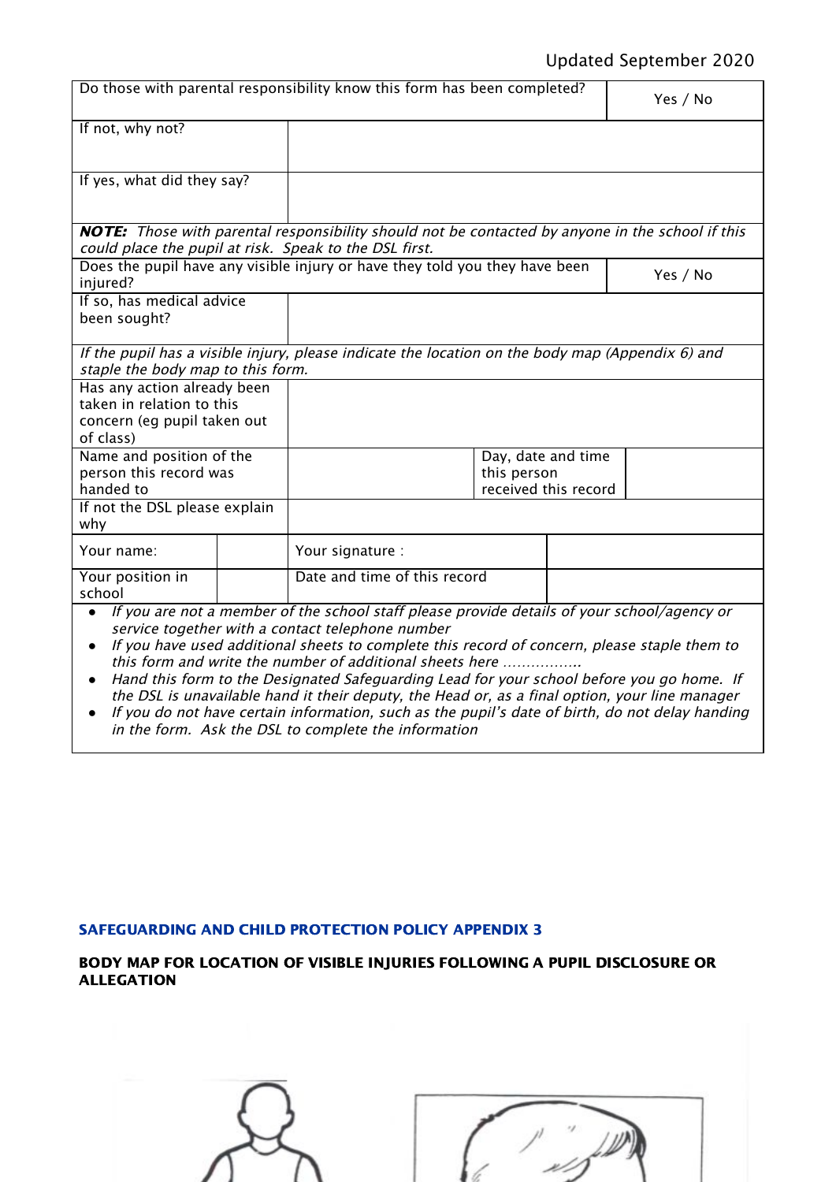| Do those with parental responsibility know this form has been completed? | | | | Yes / No |
|---|---|---|---|---|
| If not, why not? | | | | |
| If yes, what did they say? | | | | |
| ***NOTE:*** *Those with parental responsibility should not be contacted by anyone in the school if this could place the pupil at risk. Speak to the DSL first.* | | | | |
| Does the pupil have any visible injury or have they told you they have been injured? | | | | Yes / No |
| If so, has medical advice been sought? | | | | |
| *If the pupil has a visible injury, please indicate the location on the body map (Appendix 6) and staple the body map to this form.* | | | | |
| Has any action already been taken in relation to this concern (eg pupil taken out of class) | | | | |
| Name and position of the person this record was handed to | | | Day, date and time this person received this record | |
| If not the DSL please explain why | | | | |
| Your name: | | Your signature : | | |
| Your position in school | | Date and time of this record | | |

- *If you are not a member of the school staff please provide details of your school/agency or service together with a contact telephone number*
- *If you have used additional sheets to complete this record of concern, please staple them to this form and write the number of additional sheets here ……………..*
- *Hand this form to the Designated Safeguarding Lead for your school before you go home. If the DSL is unavailable hand it their deputy, the Head or, as a final option, your line manager*
- *If you do not have certain information, such as the pupil's date of birth, do not delay handing in the form. Ask the DSL to complete the information*

## SAFEGUARDING AND CHILD PROTECTION POLICY APPENDIX 3

**BODY MAP FOR LOCATION OF VISIBLE INJURIES FOLLOWING A PUPIL DISCLOSURE OR ALLEGATION**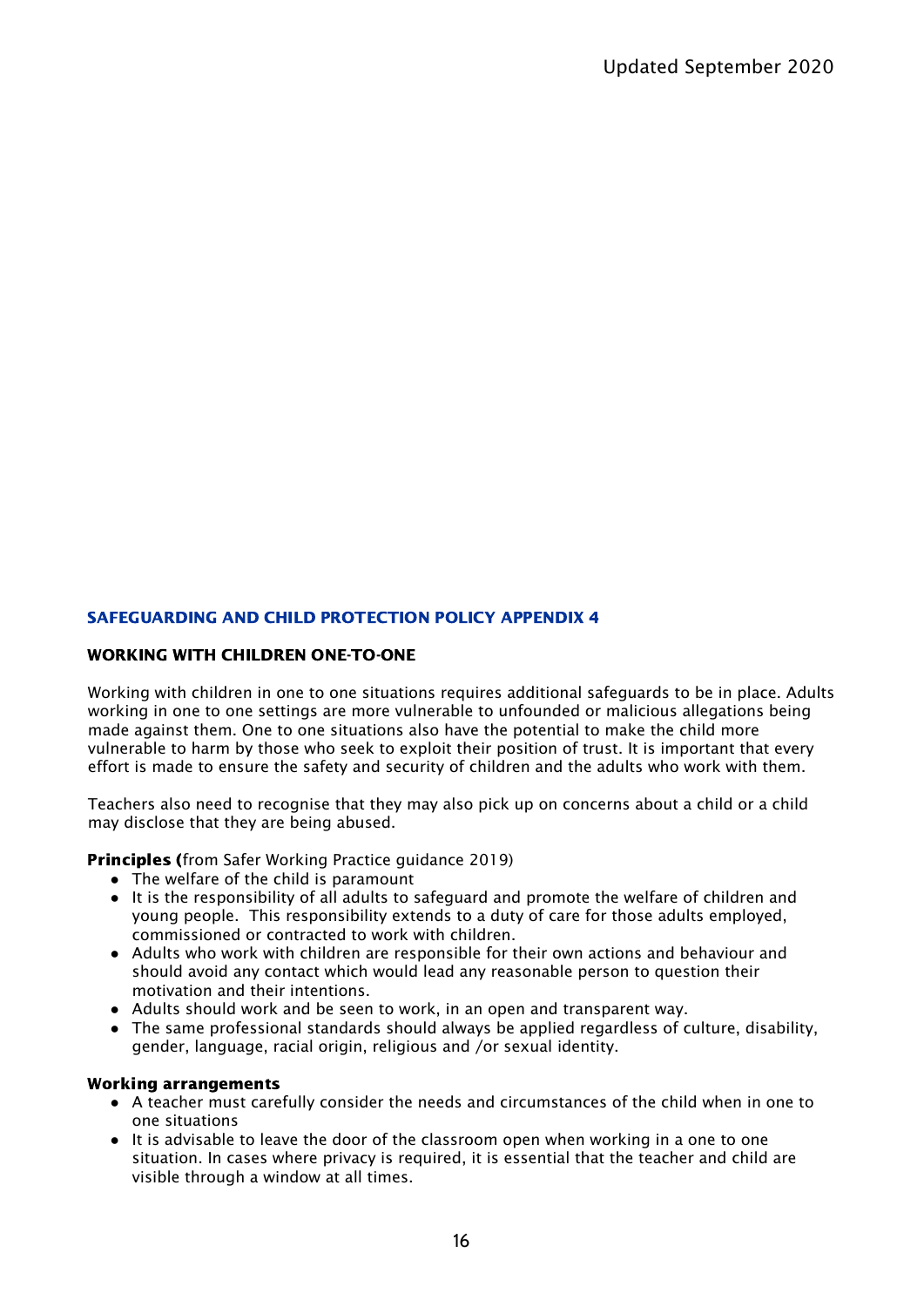Updated September 2020

## SAFEGUARDING AND CHILD PROTECTION POLICY APPENDIX 4

### WORKING WITH CHILDREN ONE-TO-ONE

Working with children in one to one situations requires additional safeguards to be in place. Adults working in one to one settings are more vulnerable to unfounded or malicious allegations being made against them. One to one situations also have the potential to make the child more vulnerable to harm by those who seek to exploit their position of trust. It is important that every effort is made to ensure the safety and security of children and the adults who work with them.

Teachers also need to recognise that they may also pick up on concerns about a child or a child may disclose that they are being abused.

**Principles (**from Safer Working Practice guidance 2019)

- The welfare of the child is paramount
- It is the responsibility of all adults to safeguard and promote the welfare of children and young people. This responsibility extends to a duty of care for those adults employed, commissioned or contracted to work with children.
- Adults who work with children are responsible for their own actions and behaviour and should avoid any contact which would lead any reasonable person to question their motivation and their intentions.
- Adults should work and be seen to work, in an open and transparent way.
- The same professional standards should always be applied regardless of culture, disability, gender, language, racial origin, religious and /or sexual identity.

**Working arrangements**

- A teacher must carefully consider the needs and circumstances of the child when in one to one situations
- It is advisable to leave the door of the classroom open when working in a one to one situation. In cases where privacy is required, it is essential that the teacher and child are visible through a window at all times.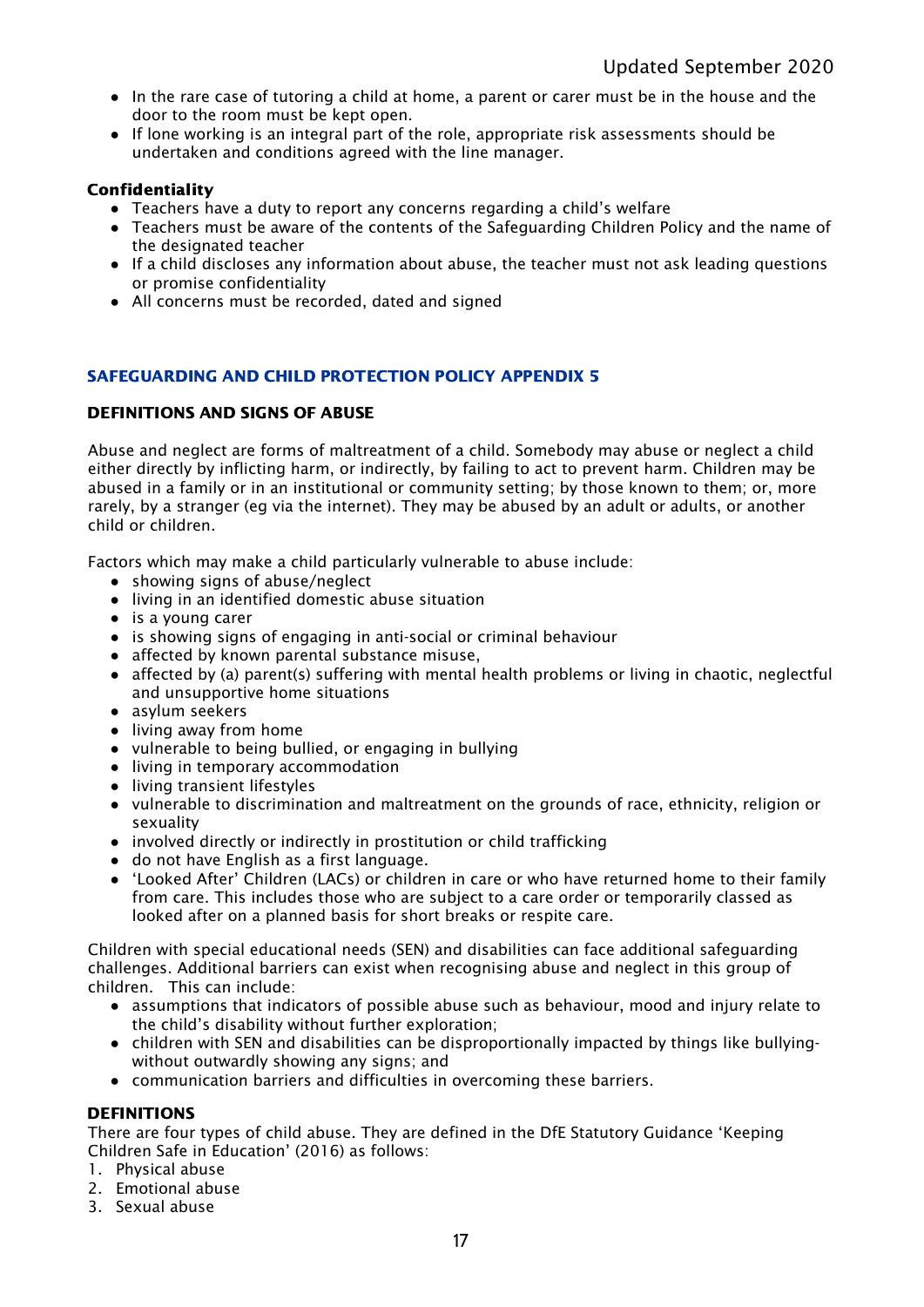- In the rare case of tutoring a child at home, a parent or carer must be in the house and the door to the room must be kept open.
- If lone working is an integral part of the role, appropriate risk assessments should be undertaken and conditions agreed with the line manager.

**Confidentiality**

- Teachers have a duty to report any concerns regarding a child's welfare
- Teachers must be aware of the contents of the Safeguarding Children Policy and the name of the designated teacher
- If a child discloses any information about abuse, the teacher must not ask leading questions or promise confidentiality
- All concerns must be recorded, dated and signed

## SAFEGUARDING AND CHILD PROTECTION POLICY APPENDIX 5

### DEFINITIONS AND SIGNS OF ABUSE

Abuse and neglect are forms of maltreatment of a child. Somebody may abuse or neglect a child either directly by inflicting harm, or indirectly, by failing to act to prevent harm. Children may be abused in a family or in an institutional or community setting; by those known to them; or, more rarely, by a stranger (eg via the internet). They may be abused by an adult or adults, or another child or children.

Factors which may make a child particularly vulnerable to abuse include:

- showing signs of abuse/neglect
- living in an identified domestic abuse situation
- is a young carer
- is showing signs of engaging in anti-social or criminal behaviour
- affected by known parental substance misuse,
- affected by (a) parent(s) suffering with mental health problems or living in chaotic, neglectful and unsupportive home situations
- asylum seekers
- living away from home
- vulnerable to being bullied, or engaging in bullying
- living in temporary accommodation
- living transient lifestyles
- vulnerable to discrimination and maltreatment on the grounds of race, ethnicity, religion or sexuality
- involved directly or indirectly in prostitution or child trafficking
- do not have English as a first language.
- 'Looked After' Children (LACs) or children in care or who have returned home to their family from care. This includes those who are subject to a care order or temporarily classed as looked after on a planned basis for short breaks or respite care.

Children with special educational needs (SEN) and disabilities can face additional safeguarding challenges. Additional barriers can exist when recognising abuse and neglect in this group of children. This can include:

- assumptions that indicators of possible abuse such as behaviour, mood and injury relate to the child's disability without further exploration;
- children with SEN and disabilities can be disproportionally impacted by things like bullying-without outwardly showing any signs; and
- communication barriers and difficulties in overcoming these barriers.

### DEFINITIONS

There are four types of child abuse. They are defined in the DfE Statutory Guidance 'Keeping Children Safe in Education' (2016) as follows:

1. Physical abuse
2. Emotional abuse
3. Sexual abuse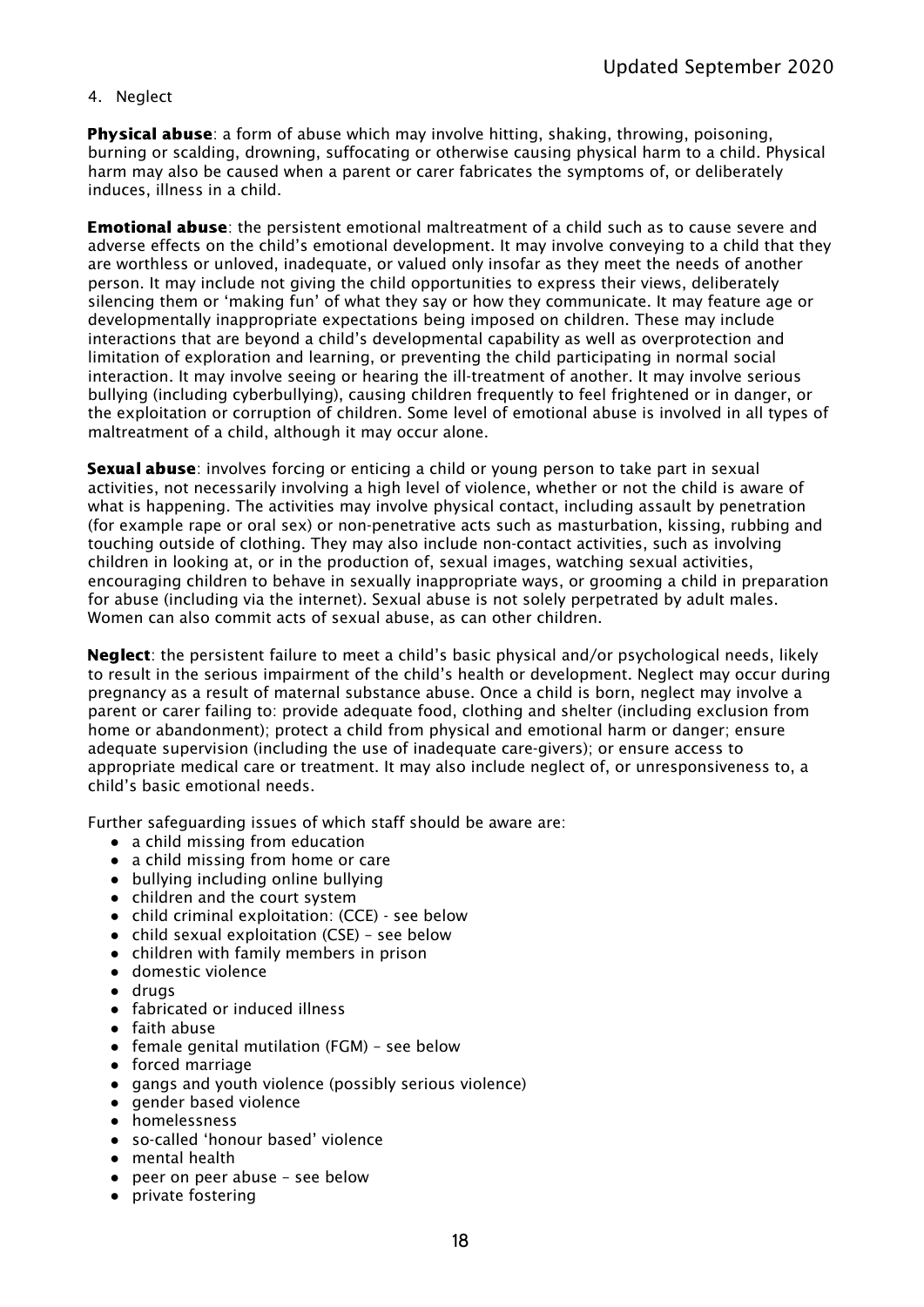4. Neglect

**Physical abuse**: a form of abuse which may involve hitting, shaking, throwing, poisoning, burning or scalding, drowning, suffocating or otherwise causing physical harm to a child. Physical harm may also be caused when a parent or carer fabricates the symptoms of, or deliberately induces, illness in a child.

**Emotional abuse**: the persistent emotional maltreatment of a child such as to cause severe and adverse effects on the child's emotional development. It may involve conveying to a child that they are worthless or unloved, inadequate, or valued only insofar as they meet the needs of another person. It may include not giving the child opportunities to express their views, deliberately silencing them or 'making fun' of what they say or how they communicate. It may feature age or developmentally inappropriate expectations being imposed on children. These may include interactions that are beyond a child's developmental capability as well as overprotection and limitation of exploration and learning, or preventing the child participating in normal social interaction. It may involve seeing or hearing the ill-treatment of another. It may involve serious bullying (including cyberbullying), causing children frequently to feel frightened or in danger, or the exploitation or corruption of children. Some level of emotional abuse is involved in all types of maltreatment of a child, although it may occur alone.

**Sexual abuse**: involves forcing or enticing a child or young person to take part in sexual activities, not necessarily involving a high level of violence, whether or not the child is aware of what is happening. The activities may involve physical contact, including assault by penetration (for example rape or oral sex) or non-penetrative acts such as masturbation, kissing, rubbing and touching outside of clothing. They may also include non-contact activities, such as involving children in looking at, or in the production of, sexual images, watching sexual activities, encouraging children to behave in sexually inappropriate ways, or grooming a child in preparation for abuse (including via the internet). Sexual abuse is not solely perpetrated by adult males. Women can also commit acts of sexual abuse, as can other children.

**Neglect**: the persistent failure to meet a child's basic physical and/or psychological needs, likely to result in the serious impairment of the child's health or development. Neglect may occur during pregnancy as a result of maternal substance abuse. Once a child is born, neglect may involve a parent or carer failing to: provide adequate food, clothing and shelter (including exclusion from home or abandonment); protect a child from physical and emotional harm or danger; ensure adequate supervision (including the use of inadequate care-givers); or ensure access to appropriate medical care or treatment. It may also include neglect of, or unresponsiveness to, a child's basic emotional needs.

Further safeguarding issues of which staff should be aware are:

- a child missing from education
- a child missing from home or care
- bullying including online bullying
- children and the court system
- child criminal exploitation: (CCE) - see below
- child sexual exploitation (CSE) – see below
- children with family members in prison
- domestic violence
- drugs
- fabricated or induced illness
- faith abuse
- female genital mutilation (FGM) – see below
- forced marriage
- gangs and youth violence (possibly serious violence)
- gender based violence
- homelessness
- so-called 'honour based' violence
- mental health
- peer on peer abuse – see below
- private fostering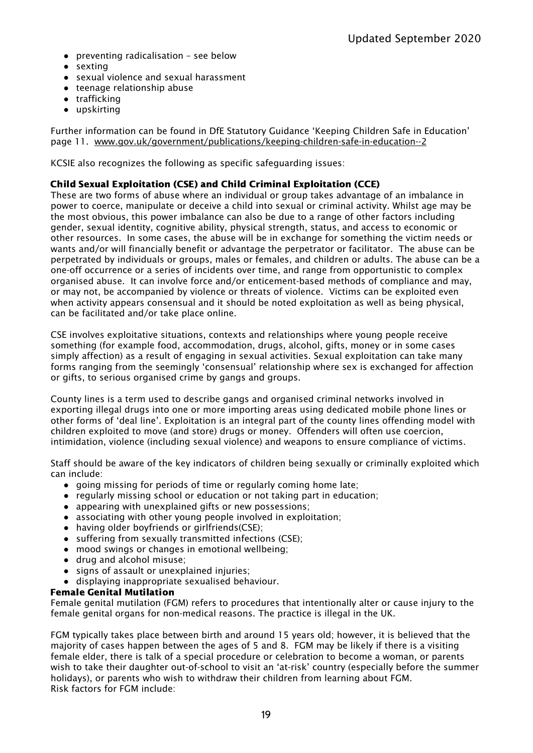- preventing radicalisation – see below
- sexting
- sexual violence and sexual harassment
- teenage relationship abuse
- trafficking
- upskirting

Further information can be found in DfE Statutory Guidance 'Keeping Children Safe in Education' page 11. www.gov.uk/government/publications/keeping-children-safe-in-education--2

KCSIE also recognizes the following as specific safeguarding issues:

**Child Sexual Exploitation (CSE) and Child Criminal Exploitation (CCE)**

These are two forms of abuse where an individual or group takes advantage of an imbalance in power to coerce, manipulate or deceive a child into sexual or criminal activity. Whilst age may be the most obvious, this power imbalance can also be due to a range of other factors including gender, sexual identity, cognitive ability, physical strength, status, and access to economic or other resources. In some cases, the abuse will be in exchange for something the victim needs or wants and/or will financially benefit or advantage the perpetrator or facilitator. The abuse can be perpetrated by individuals or groups, males or females, and children or adults. The abuse can be a one-off occurrence or a series of incidents over time, and range from opportunistic to complex organised abuse. It can involve force and/or enticement-based methods of compliance and may, or may not, be accompanied by violence or threats of violence. Victims can be exploited even when activity appears consensual and it should be noted exploitation as well as being physical, can be facilitated and/or take place online.

CSE involves exploitative situations, contexts and relationships where young people receive something (for example food, accommodation, drugs, alcohol, gifts, money or in some cases simply affection) as a result of engaging in sexual activities. Sexual exploitation can take many forms ranging from the seemingly 'consensual' relationship where sex is exchanged for affection or gifts, to serious organised crime by gangs and groups.

County lines is a term used to describe gangs and organised criminal networks involved in exporting illegal drugs into one or more importing areas using dedicated mobile phone lines or other forms of 'deal line'. Exploitation is an integral part of the county lines offending model with children exploited to move (and store) drugs or money. Offenders will often use coercion, intimidation, violence (including sexual violence) and weapons to ensure compliance of victims.

Staff should be aware of the key indicators of children being sexually or criminally exploited which can include:

- going missing for periods of time or regularly coming home late;
- regularly missing school or education or not taking part in education;
- appearing with unexplained gifts or new possessions;
- associating with other young people involved in exploitation;
- having older boyfriends or girlfriends(CSE);
- suffering from sexually transmitted infections (CSE);
- mood swings or changes in emotional wellbeing;
- drug and alcohol misuse;
- signs of assault or unexplained injuries;
- displaying inappropriate sexualised behaviour.

**Female Genital Mutilation**

Female genital mutilation (FGM) refers to procedures that intentionally alter or cause injury to the female genital organs for non-medical reasons. The practice is illegal in the UK.

FGM typically takes place between birth and around 15 years old; however, it is believed that the majority of cases happen between the ages of 5 and 8. FGM may be likely if there is a visiting female elder, there is talk of a special procedure or celebration to become a woman, or parents wish to take their daughter out-of-school to visit an 'at-risk' country (especially before the summer holidays), or parents who wish to withdraw their children from learning about FGM.
Risk factors for FGM include: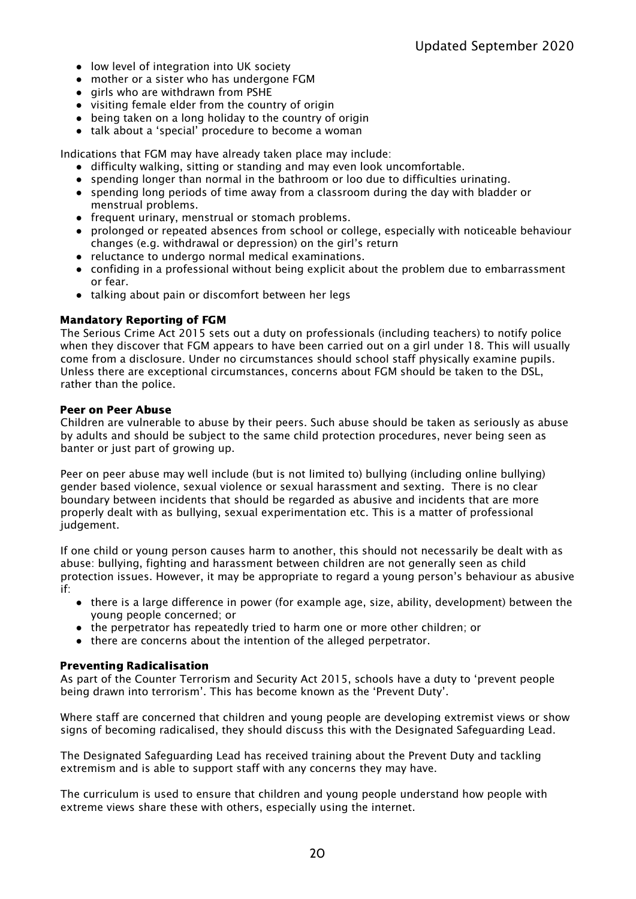- low level of integration into UK society
- mother or a sister who has undergone FGM
- girls who are withdrawn from PSHE
- visiting female elder from the country of origin
- being taken on a long holiday to the country of origin
- talk about a 'special' procedure to become a woman

Indications that FGM may have already taken place may include:

- difficulty walking, sitting or standing and may even look uncomfortable.
- spending longer than normal in the bathroom or loo due to difficulties urinating.
- spending long periods of time away from a classroom during the day with bladder or menstrual problems.
- frequent urinary, menstrual or stomach problems.
- prolonged or repeated absences from school or college, especially with noticeable behaviour changes (e.g. withdrawal or depression) on the girl's return
- reluctance to undergo normal medical examinations.
- confiding in a professional without being explicit about the problem due to embarrassment or fear.
- talking about pain or discomfort between her legs

### Mandatory Reporting of FGM

The Serious Crime Act 2015 sets out a duty on professionals (including teachers) to notify police when they discover that FGM appears to have been carried out on a girl under 18. This will usually come from a disclosure. Under no circumstances should school staff physically examine pupils. Unless there are exceptional circumstances, concerns about FGM should be taken to the DSL, rather than the police.

### Peer on Peer Abuse

Children are vulnerable to abuse by their peers. Such abuse should be taken as seriously as abuse by adults and should be subject to the same child protection procedures, never being seen as banter or just part of growing up.

Peer on peer abuse may well include (but is not limited to) bullying (including online bullying) gender based violence, sexual violence or sexual harassment and sexting. There is no clear boundary between incidents that should be regarded as abusive and incidents that are more properly dealt with as bullying, sexual experimentation etc. This is a matter of professional judgement.

If one child or young person causes harm to another, this should not necessarily be dealt with as abuse: bullying, fighting and harassment between children are not generally seen as child protection issues. However, it may be appropriate to regard a young person's behaviour as abusive if:

- there is a large difference in power (for example age, size, ability, development) between the young people concerned; or
- the perpetrator has repeatedly tried to harm one or more other children; or
- there are concerns about the intention of the alleged perpetrator.

### Preventing Radicalisation

As part of the Counter Terrorism and Security Act 2015, schools have a duty to 'prevent people being drawn into terrorism'. This has become known as the 'Prevent Duty'.

Where staff are concerned that children and young people are developing extremist views or show signs of becoming radicalised, they should discuss this with the Designated Safeguarding Lead.

The Designated Safeguarding Lead has received training about the Prevent Duty and tackling extremism and is able to support staff with any concerns they may have.

The curriculum is used to ensure that children and young people understand how people with extreme views share these with others, especially using the internet.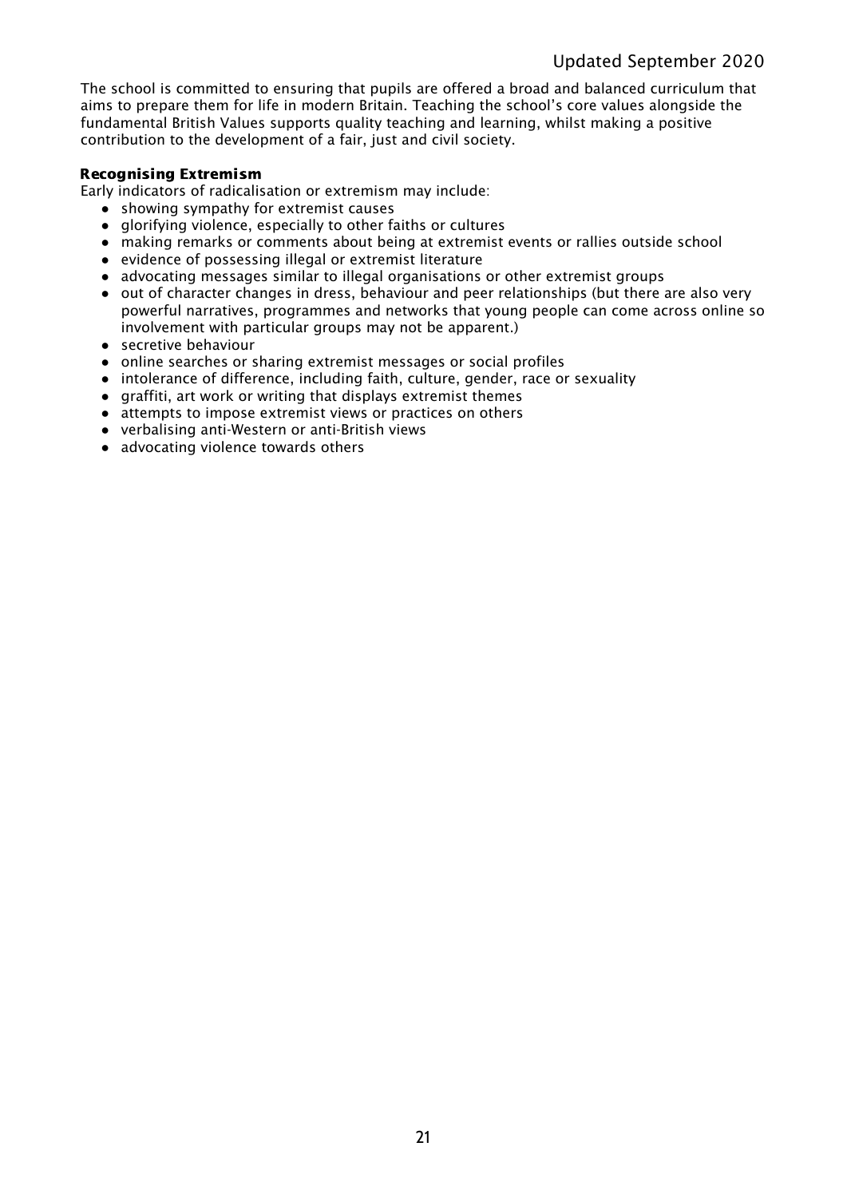The school is committed to ensuring that pupils are offered a broad and balanced curriculum that aims to prepare them for life in modern Britain. Teaching the school's core values alongside the fundamental British Values supports quality teaching and learning, whilst making a positive contribution to the development of a fair, just and civil society.

**Recognising Extremism**

Early indicators of radicalisation or extremism may include:

- showing sympathy for extremist causes
- glorifying violence, especially to other faiths or cultures
- making remarks or comments about being at extremist events or rallies outside school
- evidence of possessing illegal or extremist literature
- advocating messages similar to illegal organisations or other extremist groups
- out of character changes in dress, behaviour and peer relationships (but there are also very powerful narratives, programmes and networks that young people can come across online so involvement with particular groups may not be apparent.)
- secretive behaviour
- online searches or sharing extremist messages or social profiles
- intolerance of difference, including faith, culture, gender, race or sexuality
- graffiti, art work or writing that displays extremist themes
- attempts to impose extremist views or practices on others
- verbalising anti-Western or anti-British views
- advocating violence towards others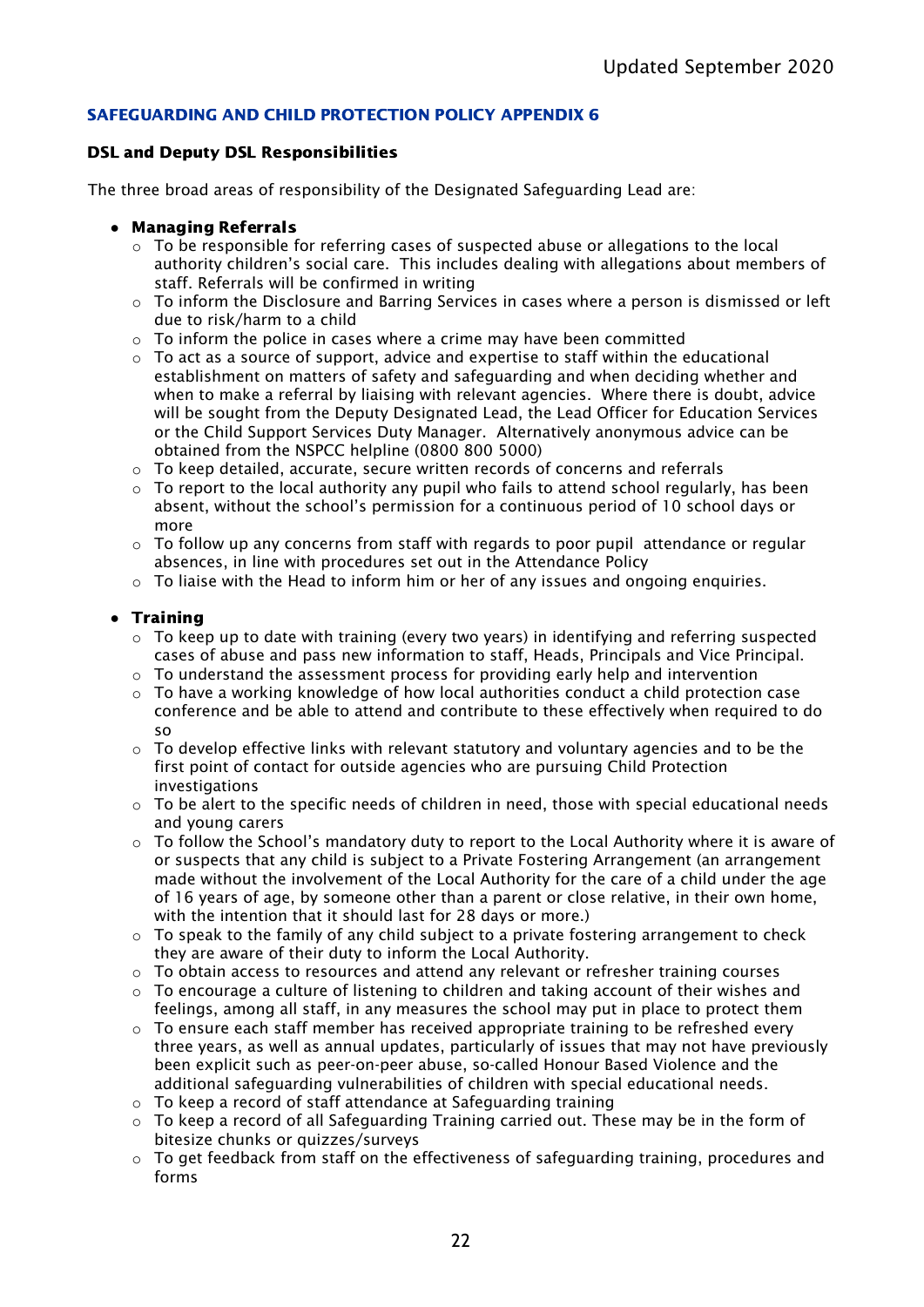## SAFEGUARDING AND CHILD PROTECTION POLICY APPENDIX 6

### DSL and Deputy DSL Responsibilities

The three broad areas of responsibility of the Designated Safeguarding Lead are:

- **Managing Referrals**
  - To be responsible for referring cases of suspected abuse or allegations to the local authority children's social care. This includes dealing with allegations about members of staff. Referrals will be confirmed in writing
  - To inform the Disclosure and Barring Services in cases where a person is dismissed or left due to risk/harm to a child
  - To inform the police in cases where a crime may have been committed
  - To act as a source of support, advice and expertise to staff within the educational establishment on matters of safety and safeguarding and when deciding whether and when to make a referral by liaising with relevant agencies. Where there is doubt, advice will be sought from the Deputy Designated Lead, the Lead Officer for Education Services or the Child Support Services Duty Manager. Alternatively anonymous advice can be obtained from the NSPCC helpline (0800 800 5000)
  - To keep detailed, accurate, secure written records of concerns and referrals
  - To report to the local authority any pupil who fails to attend school regularly, has been absent, without the school's permission for a continuous period of 10 school days or more
  - To follow up any concerns from staff with regards to poor pupil attendance or regular absences, in line with procedures set out in the Attendance Policy
  - To liaise with the Head to inform him or her of any issues and ongoing enquiries.

- **Training**
  - To keep up to date with training (every two years) in identifying and referring suspected cases of abuse and pass new information to staff, Heads, Principals and Vice Principal.
  - To understand the assessment process for providing early help and intervention
  - To have a working knowledge of how local authorities conduct a child protection case conference and be able to attend and contribute to these effectively when required to do so
  - To develop effective links with relevant statutory and voluntary agencies and to be the first point of contact for outside agencies who are pursuing Child Protection investigations
  - To be alert to the specific needs of children in need, those with special educational needs and young carers
  - To follow the School's mandatory duty to report to the Local Authority where it is aware of or suspects that any child is subject to a Private Fostering Arrangement (an arrangement made without the involvement of the Local Authority for the care of a child under the age of 16 years of age, by someone other than a parent or close relative, in their own home, with the intention that it should last for 28 days or more.)
  - To speak to the family of any child subject to a private fostering arrangement to check they are aware of their duty to inform the Local Authority.
  - To obtain access to resources and attend any relevant or refresher training courses
  - To encourage a culture of listening to children and taking account of their wishes and feelings, among all staff, in any measures the school may put in place to protect them
  - To ensure each staff member has received appropriate training to be refreshed every three years, as well as annual updates, particularly of issues that may not have previously been explicit such as peer-on-peer abuse, so-called Honour Based Violence and the additional safeguarding vulnerabilities of children with special educational needs.
  - To keep a record of staff attendance at Safeguarding training
  - To keep a record of all Safeguarding Training carried out. These may be in the form of bitesize chunks or quizzes/surveys
  - To get feedback from staff on the effectiveness of safeguarding training, procedures and forms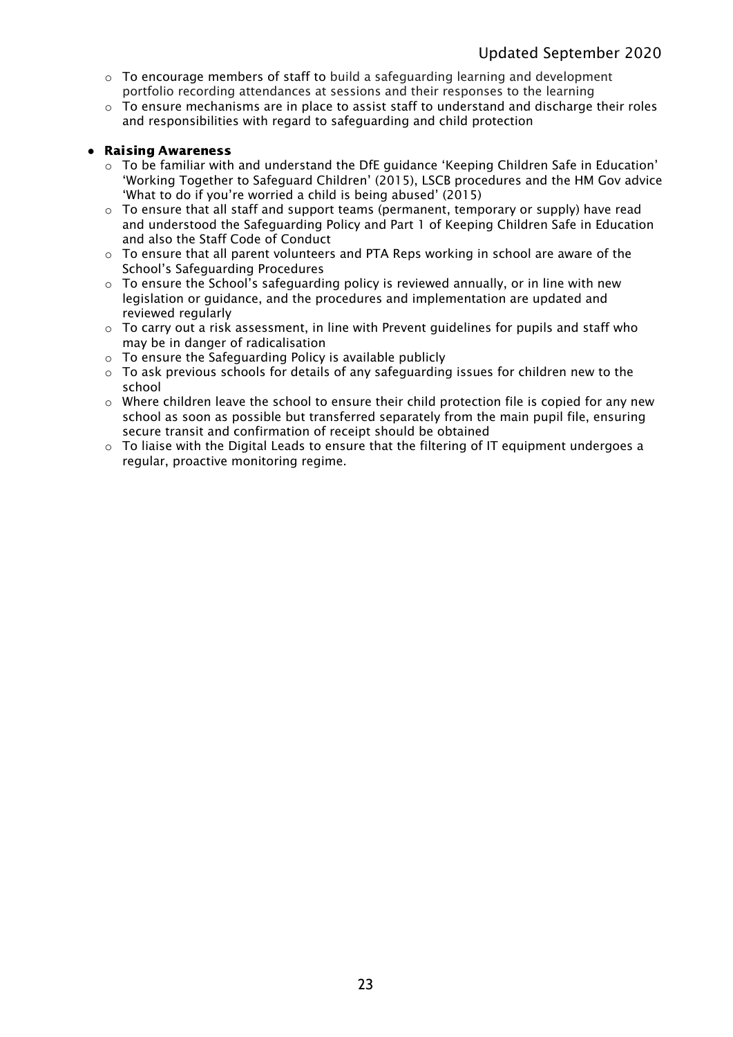- To encourage members of staff to build a safeguarding learning and development portfolio recording attendances at sessions and their responses to the learning
- To ensure mechanisms are in place to assist staff to understand and discharge their roles and responsibilities with regard to safeguarding and child protection

- **Raising Awareness**
  - To be familiar with and understand the DfE guidance 'Keeping Children Safe in Education' 'Working Together to Safeguard Children' (2015), LSCB procedures and the HM Gov advice 'What to do if you're worried a child is being abused' (2015)
  - To ensure that all staff and support teams (permanent, temporary or supply) have read and understood the Safeguarding Policy and Part 1 of Keeping Children Safe in Education and also the Staff Code of Conduct
  - To ensure that all parent volunteers and PTA Reps working in school are aware of the School's Safeguarding Procedures
  - To ensure the School's safeguarding policy is reviewed annually, or in line with new legislation or guidance, and the procedures and implementation are updated and reviewed regularly
  - To carry out a risk assessment, in line with Prevent guidelines for pupils and staff who may be in danger of radicalisation
  - To ensure the Safeguarding Policy is available publicly
  - To ask previous schools for details of any safeguarding issues for children new to the school
  - Where children leave the school to ensure their child protection file is copied for any new school as soon as possible but transferred separately from the main pupil file, ensuring secure transit and confirmation of receipt should be obtained
  - To liaise with the Digital Leads to ensure that the filtering of IT equipment undergoes a regular, proactive monitoring regime.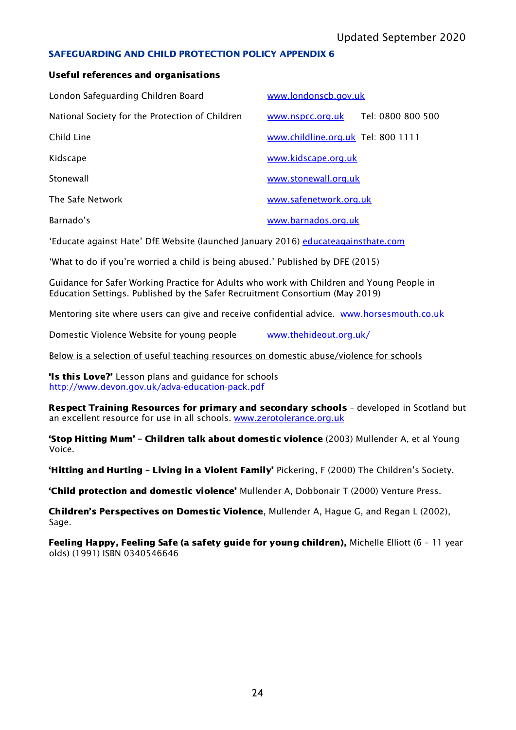Updated September 2020

## SAFEGUARDING AND CHILD PROTECTION POLICY APPENDIX 6

### Useful references and organisations

| | | |
|---|---|---|
| London Safeguarding Children Board | www.londonscb.gov.uk | |
| National Society for the Protection of Children | www.nspcc.org.uk | Tel: 0800 800 500 |
| Child Line | www.childline.org.uk | Tel: 800 1111 |
| Kidscape | www.kidscape.org.uk | |
| Stonewall | www.stonewall.org.uk | |
| The Safe Network | www.safenetwork.org.uk | |
| Barnado's | www.barnados.org.uk | |

'Educate against Hate' DfE Website (launched January 2016) educateagainsthate.com

'What to do if you're worried a child is being abused.' Published by DFE (2015)

Guidance for Safer Working Practice for Adults who work with Children and Young People in Education Settings. Published by the Safer Recruitment Consortium (May 2019)

Mentoring site where users can give and receive confidential advice. www.horsesmouth.co.uk

Domestic Violence Website for young people www.thehideout.org.uk/

Below is a selection of useful teaching resources on domestic abuse/violence for schools

**'Is this Love?'** Lesson plans and guidance for schools
http://www.devon.gov.uk/adva-education-pack.pdf

**Respect Training Resources for primary and secondary schools** – developed in Scotland but an excellent resource for use in all schools. www.zerotolerance.org.uk

**'Stop Hitting Mum' – Children talk about domestic violence** (2003) Mullender A, et al Young Voice.

**'Hitting and Hurting – Living in a Violent Family'** Pickering, F (2000) The Children's Society.

**'Child protection and domestic violence'** Mullender A, Dobbonair T (2000) Venture Press.

**Children's Perspectives on Domestic Violence**, Mullender A, Hague G, and Regan L (2002), Sage.

**Feeling Happy, Feeling Safe (a safety guide for young children),** Michelle Elliott (6 – 11 year olds) (1991) ISBN 0340546646